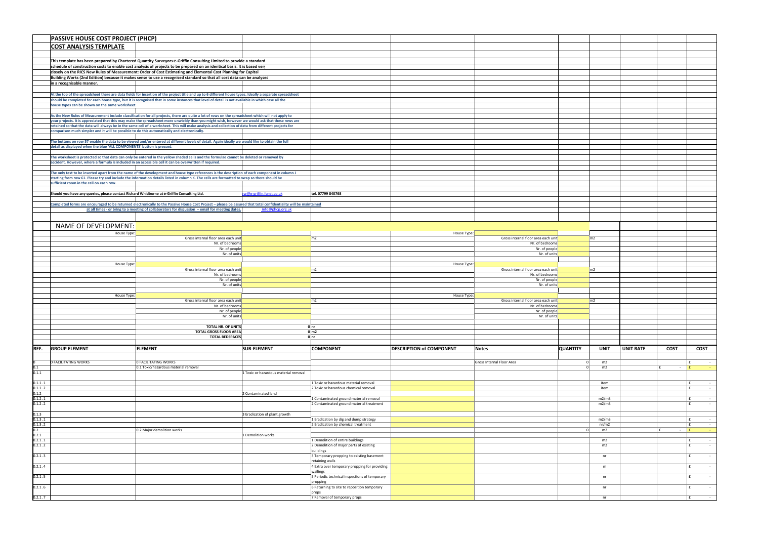# PASSIVE HOUSE COST PROJECT (PHCP)

## COST ANALYSIS TEMPLATE

This template has been prepared by Chartered Quantity Surveyors e-Griffin Consulting Limited to provide a standard schedule of construction costs to enable cost analysis of projects to be prepared on an identical basis. It is based very closely on the RICS New Rules of Measurement: Order of Cost Estimating and Elemental Cost Planning for Capital Building Works (2nd Edition) because it makes sense to use a recognised standard so that all cost data can be analysed in a recognisable manner.

At the top of the spreadsheet there are data fields for insertion of the project title and up to 6 different house types. Ideally a separate spreadsheet should be completed for each house type, but it is recognised that in some instances that level of detail is not available in which case all the house types can be shown on the same worksheet.

As the New Rules of Measurement include classification for all projects, there are quite a lot of rows on the spreadsheet which will not apply to your projects. It is appreciated that this may make the spreadsheet more unwieldy than you might wish, however we would ask that these rows are retained so that the data will always be in the same cell of a worksheet. This will make analysis and collection of data from different projects for comparison much simpler and it will be possible to do this automatically and electronically.

The buttons on row 57 enable the data to be viewed and/or entered at different levels of detail. Again ideally we would like to obtain the full detail as displayed when the blue 'ALL COMPONENTS' button is pressed.

The worksheet is protected so that data can only be entered in the yellow shaded cells and the formulae cannot be deleted or removed by accident. However, where a formula is included in an accessible cell it can be overwritten if required.

The only text to be inserted apart from the name of the development and house type references is the description of each component in column J starting from row 61. Please try and include the information details listed in column K. The cells are formatted to wrap so there should be sufficient room in the cell on each row.

Should you have any queries, please contact Richard Whidborne at e-Griffin Consulting Ltd. rw@e-griffin.fsnet.co.uk tel. 07799 840768

Completed forms are encouraged to be returned electronically to the Passive House Cost Project – please be assured that total confidentiality will be maintained at all times - or bring to a meeting of collaborators for discussion – email for meeting dates. info@phcp.org.uk

## NAME OF DEVELOPMENT:

| | | | | | |
|---|---|---|---|---|---|
| House Type: | | | House Type: | | |
| Gross internal floor area each unit | | m2 | Gross internal floor area each unit | | m2 |
| Nr. of bedrooms | | | Nr. of bedrooms | | |
| Nr. of people | | | Nr. of people | | |
| Nr. of units | | | Nr. of units | | |
| House Type: | | | House Type: | | |
| Gross internal floor area each unit | | m2 | Gross internal floor area each unit | | m2 |
| Nr. of bedrooms | | | Nr. of bedrooms | | |
| Nr. of people | | | Nr. of people | | |
| Nr. of units | | | Nr. of units | | |
| House Type: | | | House Type: | | |
| Gross internal floor area each unit | | m2 | Gross internal floor area each unit | | m2 |
| Nr. of bedrooms | | | Nr. of bedrooms | | |
| Nr. of people | | | Nr. of people | | |
| Nr. of units | | | Nr. of units | | |
| TOTAL NR. OF UNITS | 0 | nr | | | |
| TOTAL GROSS FLOOR AREA | 0 | m2 | | | |
| TOTAL BEDSPACES | 0 | nr | | | |

| REF. | GROUP ELEMENT | ELEMENT | SUB-ELEMENT | COMPONENT | DESCRIPTION of COMPONENT | Notes | QUANTITY | UNIT | UNIT RATE | COST | COST |
|---|---|---|---|---|---|---|---|---|---|---|---|
| 0 | 0 FACILITATING WORKS | 0 FACILITATING WORKS | | | | Gross Internal Floor Area | 0 | m2 | | | £ - |
| 0.1 | | 0.1 Toxic/hazardous material removal | | | | | 0 | m2 | | £ - | £ - |
| 0.1.1 | | | 1 Toxic or hazardous material removal | | | | | | | | |
| 0.1.1 .1 | | | | 1 Toxic or hazardous material removal | | | | item | | | £ - |
| 0.1.1 .2 | | | | 2 Toxic or hazardous chemical removal | | | | item | | | £ - |
| 0.1.2 | | | 2 Contaminated land | | | | | | | | |
| 0.1.2 .1 | | | | 1 Contaminated ground material removal | | | | m2/m3 | | | £ - |
| 0.1.2 .2 | | | | 2 Contaminated ground material treatment | | | | m2/m3 | | | £ - |
| 0.1.3 | | | 3 Eradication of plant growth | | | | | | | | |
| 0.1.3 .1 | | | | 1 Eradication by dig and dump strategy | | | | m2/m3 | | | £ - |
| 0.1.3 .2 | | | | 2 Eradication by chemical treatment | | | | nr/m2 | | | £ - |
| 0.2 | | 0.2 Major demolition works | | | | | 0 | m2 | | £ - | £ - |
| 0.2.1 | | | 1 Demolition works | | | | | | | | |
| 0.2.1 .1 | | | | 1 Demolition of entire buildings | | | | m2 | | | £ - |
| 0.2.1 .2 | | | | 2 Demolition of major parts of existing buildings | | | | m2 | | | £ - |
| 0.2.1 .3 | | | | 3 Temporary propping to existing basement retaining walls | | | | nr | | | £ - |
| 0.2.1 .4 | | | | 4 Extra over temporary propping for providing wailings | | | | m | | | £ - |
| 0.2.1 .5 | | | | 5 Periodic technical inspections of temporary propping | | | | nr | | | £ - |
| 0.2.1 .6 | | | | 6 Returning to site to reposition temporary props | | | | nr | | | £ - |
| 0.2.1 .7 | | | | 7 Removal of temporary props | | | | nr | | | £ - |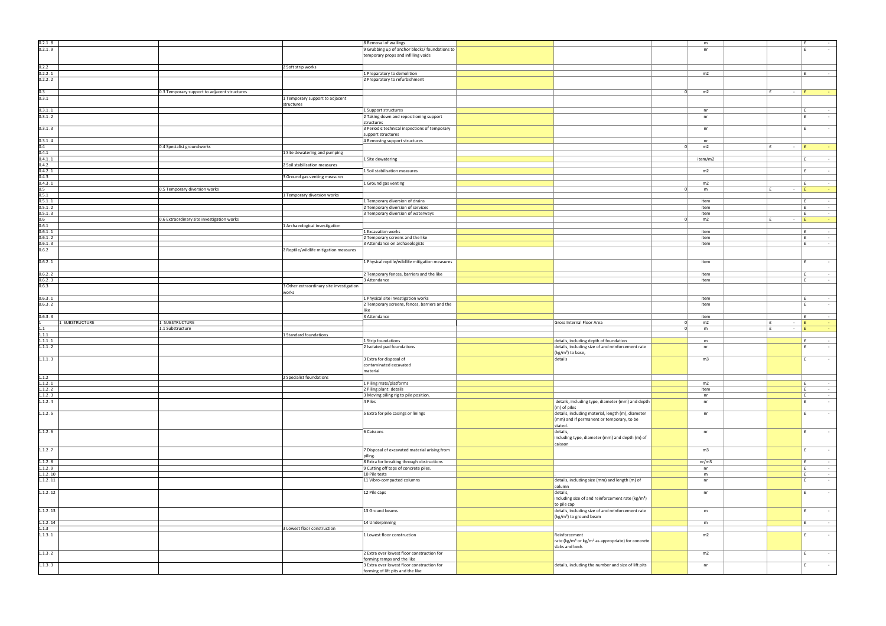| | | | | | | | | | | | | |
|---|---|---|---|---|---|---|---|---|---|---|---|---|
| 0.2.1 .8 | | | | 8 Removal of wailings | | | | | m | | | £ - |
| 0.2.1 .9 | | | | 9 Grubbing up of anchor blocks/ foundations to temporary props and infilling voids | | | | | nr | | | £ - |
| 0.2.2 | | | 2 Soft strip works | | | | | | | | | |
| 0.2.2 .1 | | | | 1 Preparatory to demolition | | | | | m2 | | | £ - |
| 0.2.2 .2 | | | | 2 Preparatory to refurbishment | | | | | | | | |
| 0.3 | | 0.3 Temporary support to adjacent structures | | | | | | 0 | m2 | | £ - | £ - |
| 0.3.1 | | | 1 Temporary support to adjacent structures | | | | | | | | | |
| 0.3.1 .1 | | | | 1 Support structures | | | | | nr | | | £ - |
| 0.3.1 .2 | | | | 2 Taking down and repositioning support structures | | | | | nr | | | £ - |
| 0.3.1 .3 | | | | 3 Periodic technical inspections of temporary support structures | | | | | nr | | | £ - |
| 0.3.1 .4 | | | | 4 Removing support structures | | | | | nr | | | |
| 0.4 | | 0.4 Specialist groundworks | | | | | | 0 | m2 | | £ - | £ - |
| 0.4.1 | | | 1 Site dewatering and pumping | | | | | | | | | |
| 0.4.1 .1 | | | | 1 Site dewatering | | | | | item/m2 | | | £ - |
| 0.4.2 | | | 2 Soil stabilisation measures | | | | | | | | | |
| 0.4.2 .1 | | | | 1 Soil stabilisation measures | | | | | m2 | | | £ - |
| 0.4.3 | | | 3 Ground gas venting measures | | | | | | | | | |
| 0.4.3 .1 | | | | 1 Ground gas venting | | | | | m2 | | | £ - |
| 0.5 | | 0.5 Temporary diversion works | | | | | | 0 | m | | £ - | £ - |
| 0.5.1 | | | 1 Temporary diversion works | | | | | | | | | |
| 0.5.1 .1 | | | | 1 Temporary diversion of drains | | | | | item | | | £ - |
| 0.5.1 .2 | | | | 2 Temporary diversion of services | | | | | item | | | £ - |
| 0.5.1 .3 | | | | 3 Temporary diversion of waterways | | | | | item | | | £ - |
| 0.6 | | 0.6 Extraordinary site investigation works | | | | | | 0 | m2 | | £ - | £ - |
| 0.6.1 | | | 1 Archaeological investigation | | | | | | | | | |
| 0.6.1 .1 | | | | 1 Excavation works | | | | | item | | | £ - |
| 0.6.1 .2 | | | | 2 Temporary screens and the like | | | | | item | | | £ - |
| 0.6.1 .3 | | | | 3 Attendance on archaeologists | | | | | item | | | £ - |
| 0.6.2 | | | 2 Reptile/wildlife mitigation measures | | | | | | | | | |
| 0.6.2 .1 | | | | 1 Physical reptile/wildlife mitigation measures | | | | | item | | | £ - |
| 0.6.2 .2 | | | | 2 Temporary fences, barriers and the like | | | | | item | | | £ - |
| 0.6.2 .3 | | | | 3 Attendance | | | | | item | | | £ - |
| 0.6.3 | | | 3 Other extraordinary site investigation works | | | | | | | | | |
| 0.6.3 .1 | | | | 1 Physical site investigation works | | | | | item | | | £ - |
| 0.6.3 .2 | | | | 2 Temporary screens, fences, barriers and the like | | | | | item | | | £ - |
| 0.6.3 .3 | | | | 3 Attendance | | | | | item | | | £ - |
| 1 | 1 SUBSTRUCTURE | 1 SUBSTRUCTURE | | | | Gross Internal Floor Area | | 0 | m2 | | £ - | £ - |
| 1.1 | | 1.1 Substructure | | | | | | 0 | m | | £ - | £ - |
| 1.1.1 | | | 1 Standard foundations | | | | | | | | | |
| 1.1.1 .1 | | | | 1 Strip foundations | | details, including depth of foundation | | | m | | | £ - |
| 1.1.1 .2 | | | | 2 Isolated pad foundations | | details, including size of and reinforcement rate (kg/m³) to base, | | | nr | | | £ - |
| 1.1.1 .3 | | | | 3 Extra for disposal of contaminated excavated material | | details | | | m3 | | | £ - |
| 1.1.2 | | | 2 Specialist foundations | | | | | | | | | |
| 1.1.2 .1 | | | | 1 Piling mats/platforms | | | | | m2 | | | £ - |
| 1.1.2 .2 | | | | 2 Piling plant: details | | | | | item | | | £ - |
| 1.1.2 .3 | | | | 3 Moving piling rig to pile position. | | | | | nr | | | £ - |
| 1.1.2 .4 | | | | 4 Piles | | details, including type, diameter (mm) and depth (m) of piles | | | nr | | | £ - |
| 1.1.2 .5 | | | | 5 Extra for pile casings or linings | | details, including material, length (m), diameter (mm) and if permanent or temporary, to be stated. | | | nr | | | £ - |
| 1.1.2 .6 | | | | 6 Caissons | | details, including type, diameter (mm) and depth (m) of caisson | | | nr | | | £ - |
| 1.1.2 .7 | | | | 7 Disposal of excavated material arising from piling. | | | | | m3 | | | £ - |
| 1.1.2 .8 | | | | 8 Extra for breaking through obstructions | | | | | nr/m3 | | | £ - |
| 1.1.2 .9 | | | | 9 Cutting off tops of concrete piles. | | | | | nr | | | £ - |
| 1.1.2 .10 | | | | 10 Pile tests | | . | | | m | | | £ - |
| 1.1.2 .11 | | | | 11 Vibro-compacted columns | | details, including size (mm) and length (m) of column | | | nr | | | £ - |
| 1.1.2 .12 | | | | 12 Pile caps | | details, including size of and reinforcement rate (kg/m³) to pile cap | | | nr | | | £ - |
| 1.1.2 .13 | | | | 13 Ground beams | | details, including size of and reinforcement rate (kg/m³) to ground beam | | | m | | | £ - |
| 1.1.2 .14 | | | | 14 Underpinning | | | | | m | | | £ - |
| 1.1.3 | | | 3 Lowest floor construction | | | | | | | | | |
| 1.1.3 .1 | | | | 1 Lowest floor construction | | Reinforcement rate (kg/m³ or kg/m² as appropriate) for concrete slabs and beds | | | m2 | | | £ - |
| 1.1.3 .2 | | | | 2 Extra over lowest floor construction for forming ramps and the like | | | | | m2 | | | £ - |
| 1.1.3 .3 | | | | 3 Extra over lowest floor construction for forming of lift pits and the like | | details, including the number and size of lift pits | | | nr | | | £ - |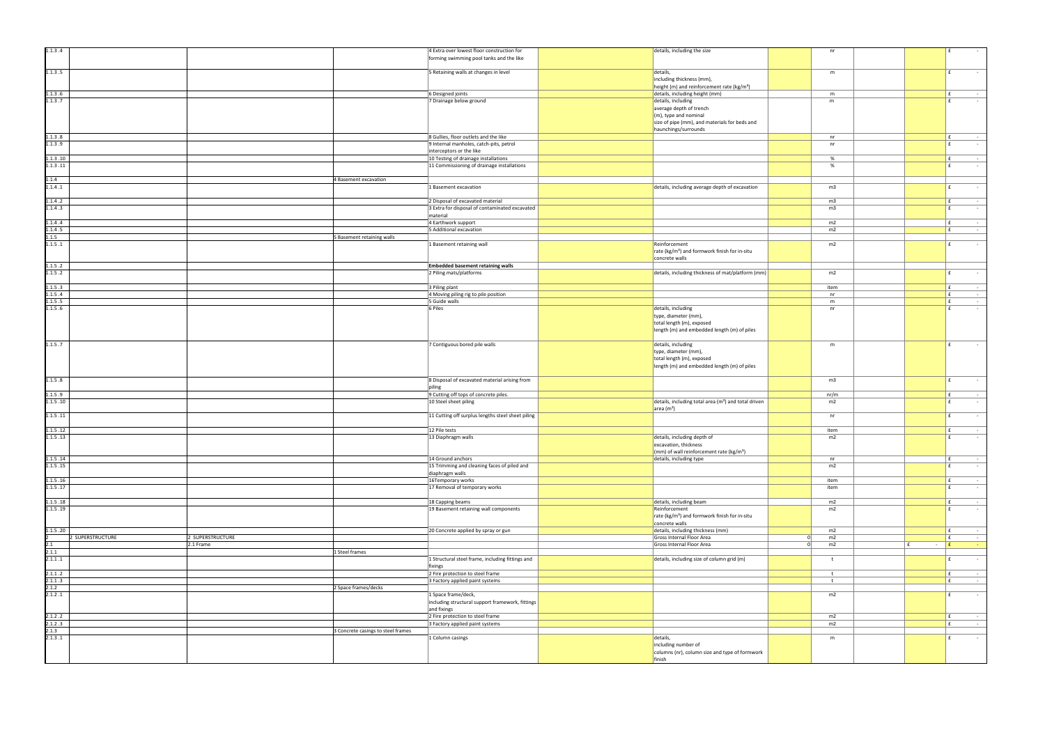| | | | | | | | | | | | | |
|---|---|---|---|---|---|---|---|---|---|---|---|---|
| 1.1.3 .4 | | | | 4 Extra over lowest floor construction for forming swimming pool tanks and the like | | details, including the size | | nr | | | | £ - |
| 1.1.3 .5 | | | | 5 Retaining walls at changes in level | | details, including thickness (mm), height (m) and reinforcement rate (kg/m³) | | m | | | | £ - |
| 1.1.3 .6 | | | | 6 Designed joints | | details, including height (mm) | | m | | | | £ - |
| 1.1.3 .7 | | | | 7 Drainage below ground | | details, including average depth of trench (m), type and nominal size of pipe (mm), and materials for beds and haunchings/surrounds | | m | | | | £ - |
| 1.1.3 .8 | | | | 8 Gullies, floor outlets and the like | | | | nr | | | | £ - |
| 1.1.3 .9 | | | | 9 Internal manholes, catch-pits, petrol interceptors or the like | | | | nr | | | | £ - |
| 1.1.3 .10 | | | | 10 Testing of drainage installations | | | | % | | | | £ - |
| 1.1.3 .11 | | | | 11 Commissioning of drainage installations | | | | % | | | | £ - |
| 1.1.4 | | | 4 Basement excavation | | | | | | | | | |
| 1.1.4 .1 | | | | 1 Basement excavation | | details, including average depth of excavation | | m3 | | | | £ - |
| 1.1.4 .2 | | | | 2 Disposal of excavated material | | | | m3 | | | | £ - |
| 1.1.4 .3 | | | | 3 Extra for disposal of contaminated excavated material | | | | m3 | | | | £ - |
| 1.1.4 .4 | | | | 4 Earthwork support | | | | m2 | | | | £ - |
| 1.1.4 .5 | | | | 5 Additional excavation | | | | m2 | | | | £ - |
| 1.1.5 | | | 5 Basement retaining walls | | | | | | | | | |
| 1.1.5 .1 | | | | 1 Basement retaining wall | | Reinforcement rate (kg/m³) and formwork finish for in-situ concrete walls | | m2 | | | | £ - |
| 1.1.5 .2 | | | | **Embedded basement retaining walls** | | | | | | | | |
| 1.1.5 .2 | | | | 2 Piling mats/platforms | | details, including thickness of mat/platform (mm) | | m2 | | | | £ - |
| 1.1.5 .3 | | | | 3 Piling plant | | | | item | | | | £ - |
| 1.1.5 .4 | | | | 4 Moving piling rig to pile position | | | | nr | | | | £ - |
| 1.1.5 .5 | | | | 5 Guide walls | | | | m | | | | £ - |
| 1.1.5 .6 | | | | 6 Piles | | details, including type, diameter (mm), total length (m), exposed length (m) and embedded length (m) of piles | | nr | | | | £ - |
| 1.1.5 .7 | | | | 7 Contiguous bored pile walls | | details, including type, diameter (mm), total length (m), exposed length (m) and embedded length (m) of piles | | m | | | | £ - |
| 1.1.5 .8 | | | | 8 Disposal of excavated material arising from piling | | | | m3 | | | | £ - |
| 1.1.5 .9 | | | | 9 Cutting off tops of concrete piles. | | | | nr/m | | | | £ - |
| 1.1.5 .10 | | | | 10 Steel sheet piling | | details, including total area (m²) and total driven area (m²) | | m2 | | | | £ - |
| 1.1.5 .11 | | | | 11 Cutting off surplus lengths steel sheet piling | | | | nr | | | | £ - |
| 1.1.5 .12 | | | | 12 Pile tests | | | | item | | | | £ - |
| 1.1.5 .13 | | | | 13 Diaphragm walls | | details, including depth of excavation, thickness (mm) of wall reinforcement rate (kg/m³) | | m2 | | | | £ - |
| 1.1.5 .14 | | | | 14 Ground anchors | | details, including type | | nr | | | | £ - |
| 1.1.5 .15 | | | | 15 Trimming and cleaning faces of piled and diaphragm walls | | | | m2 | | | | £ - |
| 1.1.5 .16 | | | | 16Temporary works | | | | item | | | | £ - |
| 1.1.5 .17 | | | | 17 Removal of temporary works | | | | item | | | | £ - |
| 1.1.5 .18 | | | | 18 Capping beams | | details, including beam | | m2 | | | | £ - |
| 1.1.5 .19 | | | | 19 Basement retaining wall components | | Reinforcement rate (kg/m³) and formwork finish for in-situ concrete walls | | m2 | | | | £ - |
| 1.1.5 .20 | | | | 20 Concrete applied by spray or gun | | details, including thickness (mm) | | m2 | | | | £ - |
| 2 | 2 SUPERSTRUCTURE | 2 SUPERSTRUCTURE | | | | Gross Internal Floor Area | 0 | m2 | | | | £ - |
| 2.1 | | 2.1 Frame | | | | Gross Internal Floor Area | 0 | m2 | | | £ - | £ - |
| 2.1.1 | | | 1 Steel frames | | | | | | | | | |
| 2.1.1 .1 | | | | 1 Structural steel frame, including fittings and fixings | | details, including size of column grid (m) | | t | | | | £ - |
| 2.1.1 .2 | | | | 2 Fire protection to steel frame | | | | t | | | | £ - |
| 2.1.1 .3 | | | | 3 Factory applied paint systems | | | | t | | | | £ - |
| 2.1.2 | | | 2 Space frames/decks | | | | | | | | | |
| 2.1.2 .1 | | | | 1 Space frame/deck, including structural support framework, fittings and fixings | | | | m2 | | | | £ - |
| 2.1.2 .2 | | | | 2 Fire protection to steel frame | | | | m2 | | | | £ - |
| 2.1.2 .3 | | | | 3 Factory applied paint systems | | | | m2 | | | | £ - |
| 2.1.3 | | | 3 Concrete casings to steel frames | | | | | | | | | |
| 2.1.3 .1 | | | | 1 Column casings | | details, including number of columns (nr), column size and type of formwork finish | | m | | | | £ - |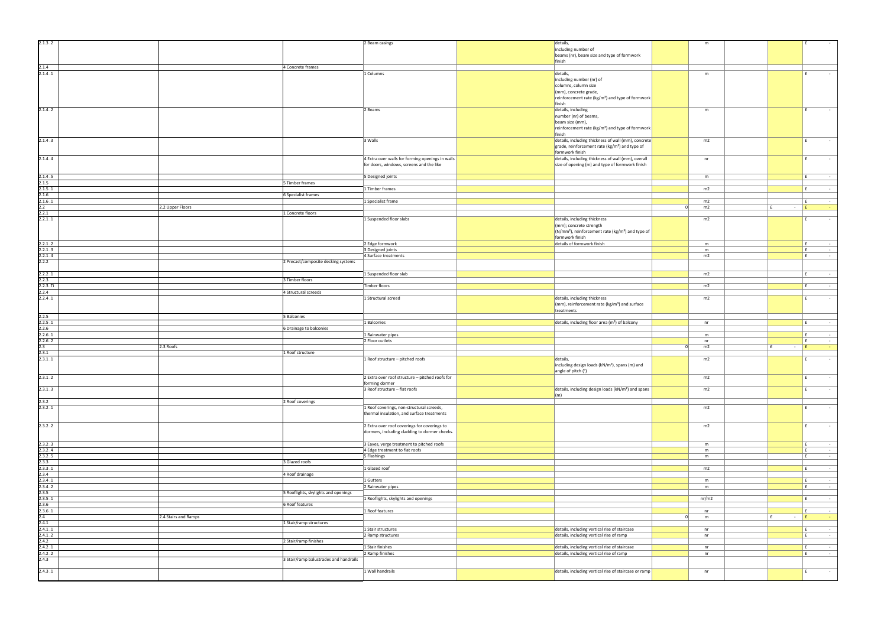| | | | | | | | | | | | |
|---|---|---|---|---|---|---|---|---|---|---|---|
| 2.1.3 .2 | | | | 2 Beam casings | | details, including number of beams (nr), beam size and type of formwork finish | | m | | | £ - |
| 2.1.4 | | | 4 Concrete frames | | | | | | | | |
| 2.1.4 .1 | | | | 1 Columns | | details, including number (nr) of columns, column size (mm), concrete grade, reinforcement rate (kg/m³) and type of formwork finish | | m | | | £ - |
| 2.1.4 .2 | | | | 2 Beams | | details, including number (nr) of beams, beam size (mm), reinforcement rate (kg/m³) and type of formwork finish | | m | | | £ - |
| 2.1.4 .3 | | | | 3 Walls | | details, including thickness of wall (mm), concrete grade, reinforcement rate (kg/m³) and type of formwork finish | | m2 | | | £ - |
| 2.1.4 .4 | | | | 4 Extra over walls for forming openings in walls for doors, windows, screens and the like | | details, including thickness of wall (mm), overall size of opening (m) and type of formwork finish | | nr | | | £ - |
| 2.1.4 .5 | | | | 5 Designed joints | | | | m | | | £ - |
| 2.1.5 | | | 5 Timber frames | | | | | | | | |
| 2.1.5 .1 | | | | 1 Timber frames | | | | m2 | | | £ - |
| 2.1.6 | | | 6 Specialist frames | | | | | | | | |
| 2.1.6 .1 | | | | 1 Specialist frame | | | | m2 | | | £ - |
| 2.2 | | 2.2 Upper Floors | | | | | 0 | m2 | | £ - | £ - |
| 2.2.1 | | | 1 Concrete floors | | | | | | | | |
| 2.2.1 .1 | | | | 1 Suspended floor slabs | | details, including thickness (mm); concrete strength (N/mm²), reinforcement rate (kg/m³) and type of formwork finish | | m2 | | | £ - |
| 2.2.1 .2 | | | | 2 Edge formwork | | details of formwork finish | | m | | | £ - |
| 2.2.1 .3 | | | | 3 Designed joints | | | | m | | | £ - |
| 2.2.1 .4 | | | | 4 Surface treatments | | | | m2 | | | £ - |
| 2.2.2 | | | 2 Precast/composite decking systems | | | | | | | | |
| 2.2.2 .1 | | | | 1 Suspended floor slab | | | | m2 | | | £ - |
| 2.2.3 | | | 3 Timber floors | | | | | | | | |
| 2.2.3 .Ti | | | | Timber floors | | | | m2 | | | £ - |
| 2.2.4 | | | 4 Structural screeds | | | | | | | | |
| 2.2.4 .1 | | | | 1 Structural screed | | details, including thickness (mm), reinforcement rate (kg/m³) and surface treatments | | m2 | | | £ - |
| 2.2.5 | | | 5 Balconies | | | | | | | | |
| 2.2.5 .1 | | | | 1 Balconies | | details, including floor area (m²) of balcony | | nr | | | £ - |
| 2.2.6 | | | 6 Drainage to balconies | | | | | | | | |
| 2.2.6 .1 | | | | 1 Rainwater pipes | | | | m | | | £ - |
| 2.2.6 .2 | | | | 2 Floor outlets | | | | nr | | | £ - |
| 2.3 | | 2.3 Roofs | | | | | 0 | m2 | | £ - | £ - |
| 2.3.1 | | | 1 Roof structure | | | | | | | | |
| 2.3.1 .1 | | | | 1 Roof structure – pitched roofs | | details, including design loads (kN/m²), spans (m) and angle of pitch (°) | | m2 | | | £ - |
| 2.3.1 .2 | | | | 2 Extra over roof structure – pitched roofs for forming dormer | | | | m2 | | | £ - |
| 2.3.1 .3 | | | | 3 Roof structure – flat roofs | | details, including design loads (kN/m²) and spans (m) | | m2 | | | £ - |
| 2.3.2 | | | 2 Roof coverings | | | | | | | | |
| 2.3.2 .1 | | | | 1 Roof coverings, non-structural screeds, thermal insulation, and surface treatments | | | | m2 | | | £ - |
| 2.3.2 .2 | | | | 2 Extra over roof coverings for coverings to dormers, including cladding to dormer cheeks. | | | | m2 | | | £ - |
| 2.3.2 .3 | | | | 3 Eaves, verge treatment to pitched roofs | | | | m | | | £ - |
| 2.3.2 .4 | | | | 4 Edge treatment to flat roofs | | | | m | | | £ - |
| 2.3.2 .5 | | | | 5 Flashings | | | | m | | | £ - |
| 2.3.3 | | | 3 Glazed roofs | | | | | | | | |
| 2.3.3 .1 | | | | 1 Glazed roof | | | | m2 | | | £ - |
| 2.3.4 | | | 4 Roof drainage | | | | | | | | |
| 2.3.4 .1 | | | | 1 Gutters | | | | m | | | £ - |
| 2.3.4 .2 | | | | 2 Rainwater pipes | | | | m | | | £ - |
| 2.3.5 | | | 5 Rooflights, skylights and openings | | | | | | | | |
| 2.3.5 .1 | | | | 1 Rooflights, skylights and openings | | | | nr/m2 | | | £ - |
| 2.3.6 | | | 6 Roof features | | | | | | | | |
| 2.3.6 .1 | | | | 1 Roof features | | | | nr | | | £ - |
| 2.4 | | 2.4 Stairs and Ramps | | | | | 0 | m | | £ - | £ - |
| 2.4.1 | | | 1 Stair/ramp structures | | | | | | | | |
| 2.4.1 .1 | | | | 1 Stair structures | | details, including vertical rise of staircase | | nr | | | £ - |
| 2.4.1 .2 | | | | 2 Ramp structures | | details, including vertical rise of ramp | | nr | | | £ - |
| 2.4.2 | | | 2 Stair/ramp finishes | | | | | | | | |
| 2.4.2 .1 | | | | 1 Stair finishes | | details, including vertical rise of staircase | | nr | | | £ - |
| 2.4.2 .2 | | | | 2 Ramp finishes | | details, including vertical rise of ramp | | nr | | | £ - |
| 2.4.3 | | | 3 Stair/ramp balustrades and handrails | | | | | | | | |
| 2.4.3 .1 | | | | 1 Wall handrails | | details, including vertical rise of staircase or ramp | | nr | | | £ - |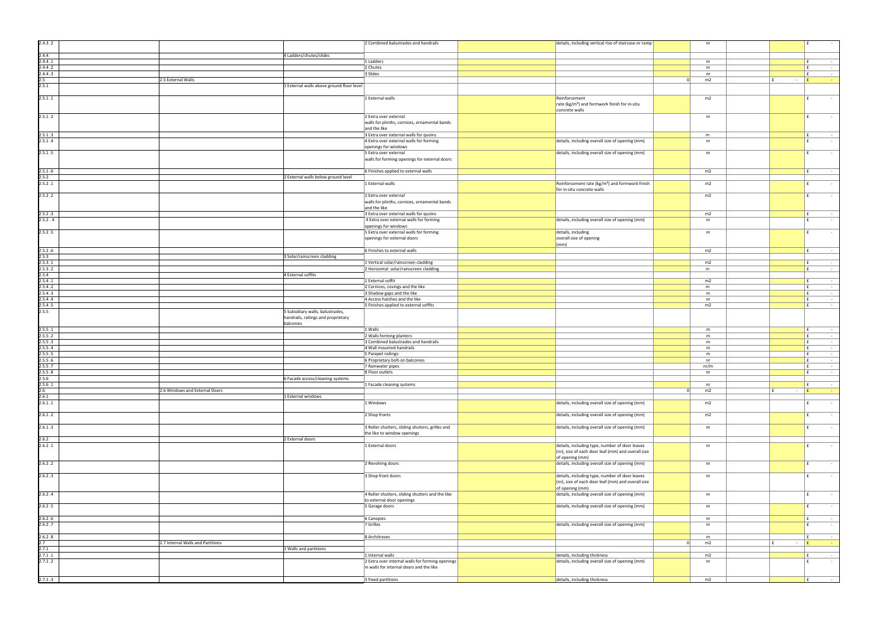| | | | | | | | | | | |
|---|---|---|---|---|---|---|---|---|---|---|
| 2.4.3 .2 | | | 2 Combined balustrades and handrails | | details, including vertical rise of staircase or ramp | | nr | | | £ - |
| 2.4.4 | | 4 Ladders/chutes/slides | | | | | | | | |
| 2.4.4 .1 | | | 1 Ladders | | | | nr | | | £ - |
| 2.4.4 .2 | | | 2 Chutes | | | | nr | | | £ - |
| 2.4.4 .3 | | | 3 Slides | | | | nr | | | £ - |
| 2.5 | 2.5 External Walls | | | | | 0 | m2 | | £ - | £ - |
| 2.5.1 | | 1 External walls above ground floor level | | | | | | | | |
| 2.5.1 .1 | | | 1 External walls | | Reinforcement rate ($kg/m^3$) and formwork finish for in-situ concrete walls | | m2 | | | £ - |
| 2.5.1 .2 | | | 2 Extra over external walls for plinths, cornices, ornamental bands and the like | | | | m | | | £ - |
| 2.5.1 .3 | | | 3 Extra over external walls for quoins | | | | m | | | £ - |
| 2.5.1 .4 | | | 4 Extra over external walls for forming openings for windows | | details, including overall size of opening (mm) | | nr | | | £ - |
| 2.5.1 .5 | | | 5 Extra over external walls for forming openings for external doors | | details, including overall size of opening (mm) | | nr | | | £ - |
| 2.5.1 .6 | | | 6 Finishes applied to external walls | | | | m2 | | | £ - |
| 2.5.2 | | 2 External walls below ground level | | | | | | | | |
| 2.5.2 .1 | | | 1 External walls | | Reinforcement rate ($kg/m^3$) and formwork finish for in-situ concrete walls | | m2 | | | £ - |
| 2.5.2 .2 | | | 2 Extra over external walls for plinths, cornices, ornamental bands and the like | | | | m2 | | | £ - |
| 2.5.2 .3 | | | 3 Extra over external walls for quoins | | | | m2 | | | £ - |
| 2.5.2 . 4 | | | 4 Extra over external walls for forming openings for windows | | details, including overall size of opening (mm) | | nr | | | £ - |
| 2.5.2 .5 | | | 5 Extra over external walls for forming openings for external doors | | details, including overall size of opening (mm) | | nr | | | £ - |
| 2.5.2 .6 | | | 6 Finishes to external walls | | | | m2 | | | £ - |
| 2.5.3 | | 3 Solar/rainscreen cladding | | | | | | | | |
| 2.5.3 .1 | | | 1 Vertical solar/rainscreen cladding | | | | m2 | | | £ - |
| 2.5.3 .2 | | | 2 Horizontal solar/rainscreen cladding | | | | m | | | £ - |
| 2.5.4 | | 4 External soffits | | | | | | | | |
| 2.5.4 .1 | | | 1 External soffit | | | | m2 | | | £ - |
| 2.5.4 .2 | | | 2 Cornices, covings and the like | | | | m | | | £ - |
| 2.5.4 .3 | | | 3 Shadow gaps and the like | | | | m | | | £ - |
| 2.5.4 .4 | | | 4 Access hatches and the like | | | | nr | | | £ - |
| 2.5.4 .5 | | | 5 Finishes applied to external soffits | | | | m2 | | | £ - |
| 2.5.5 | | 5 Subsidiary walls, balustrades, handrails, railings and proprietary balconies | | | | | | | | |
| 2.5.5 .1 | | | 1 Walls | | | | m | | | £ - |
| 2.5.5 .2 | | | 2 Walls forming planters | | | | m | | | £ - |
| 2.5.5 .3 | | | 3 Combined balustrades and handrails | | | | m | | | £ - |
| 2.5.5 .4 | | | 4 Wall mounted handrails | | | | m | | | £ - |
| 2.5.5 .5 | | | 5 Parapet railings: | | | | m | | | £ - |
| 2.5.5 .6 | | | 6 Proprietary bolt-on balconies | | | | nr | | | £ - |
| 2.5.5 .7 | | | 7 Rainwater pipes | | | | nr/m | | | £ - |
| 2.5.5 .8 | | | 8 Floor outlets | | | | nr | | | £ - |
| 2.5.6 | | 6 Facade access/cleaning systems | | | | | | | | |
| 2.5.6 .1 | | | 1 Facade cleaning systems | | | | nr | | | £ - |
| 2.6 | 2.6 Windows and External Doors | | | | | 0 | m2 | | £ - | £ - |
| 2.6.1 | | 1 External windows | | | | | | | | |
| 2.6.1 .1 | | | 1 Windows | | details, including overall size of opening (mm) | | m2 | | | £ - |
| 2.6.1 .2 | | | 2 Shop fronts | | details, including overall size of opening (mm) | | m2 | | | £ - |
| 2.6.1 .3 | | | 3 Roller shutters, sliding shutters, grilles and the like to window openings | | details, including overall size of opening (mm) | | nr | | | £ - |
| 2.6.2 | | 2 External doors | | | | | | | | |
| 2.6.2 .1 | | | 1 External doors | | details, including type, number of door leaves (nr), size of each door leaf (mm) and overall size of opening (mm) | | nr | | | £ - |
| 2.6.2 .2 | | | 2 Revolving doors | | details, including overall size of opening (mm) | | nr | | | £ - |
| 2.6.2 .3 | | | 3 Shop front doors | | details, including type, number of door leaves (nr), size of each door leaf (mm) and overall size of opening (mm) | | nr | | | £ - |
| 2.6.2 .4 | | | 4 Roller shutters, sliding shutters and the like to external door openings | | details, including overall size of opening (mm) | | nr | | | £ - |
| 2.6.2 .5 | | | 5 Garage doors | | details, including overall size of opening (mm) | | nr | | | £ - |
| 2.6.2 .6 | | | 6 Canopies | | | | nr | | | £ - |
| 2.6.2 .7 | | | 7 Grilles | | details, including overall size of opening (mm) | | nr | | | £ - |
| 2.6.2 .8 | | | 8 Architraves | | | | m | | | £ - |
| 2.7 | 2.7 Internal Walls and Partitions | | | | | 0 | m2 | | £ - | £ - |
| 2.7.1 | | 1 Walls and partitions | | | | | | | | |
| 2.7.1 .1 | | | 1 Internal walls | | details, including thickness | | m2 | | | £ - |
| 2.7.1 .2 | | | 2 Extra over internal walls for forming openings in walls for internal doors and the like | | details, including overall size of opening (mm) | | nr | | | £ - |
| 2.7.1 .3 | | | 3 Fixed partitions | | details, including thickness | | m2 | | | £ - |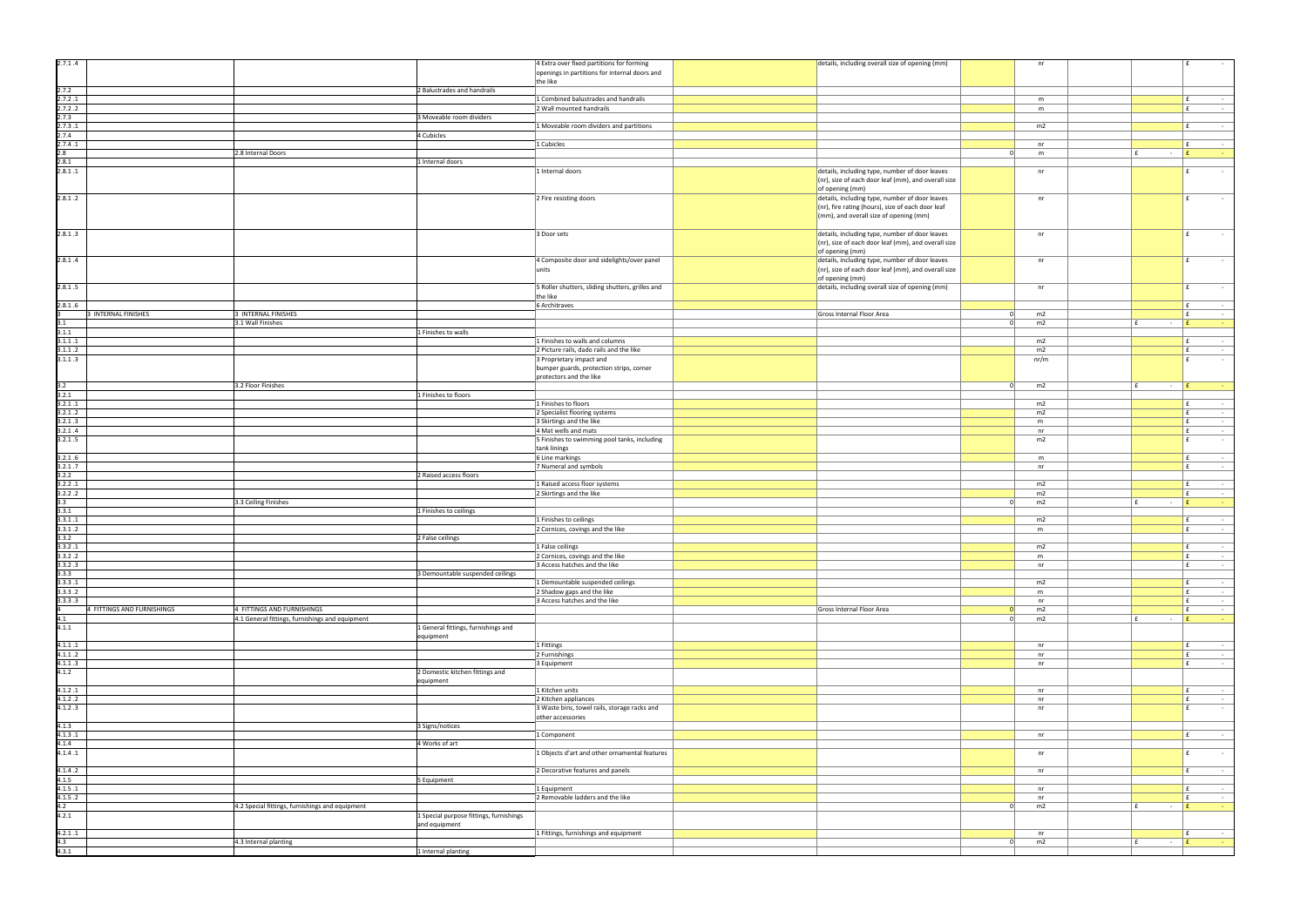| | | | | | | | | | | | | |
|---|---|---|---|---|---|---|---|---|---|---|---|---|
| 2.7.1 .4 | | | | 4 Extra over fixed partitions for forming openings in partitions for internal doors and the like | | details, including overall size of opening (mm) | | nr | | | | £ - |
| 2.7.2 | | | 2 Balustrades and handrails | | | | | | | | | |
| 2.7.2 .1 | | | | 1 Combined balustrades and handrails | | | | m | | | | £ - |
| 2.7.2 .2 | | | | 2 Wall mounted handrails | | | | m | | | | £ - |
| 2.7.3 | | | 3 Moveable room dividers | | | | | | | | | |
| 2.7.3 .1 | | | | 1 Moveable room dividers and partitions | | | | m2 | | | | £ - |
| 2.7.4 | | | 4 Cubicles | | | | | | | | | |
| 2.7.4 .1 | | | | 1 Cubicles | | | | nr | | | | £ - |
| 2.8 | | 2.8 Internal Doors | | | | | 0 | m | | | £ - | £ - |
| 2.8.1 | | | 1 Internal doors | | | | | | | | | |
| 2.8.1 .1 | | | | 1 Internal doors | | details, including type, number of door leaves (nr), size of each door leaf (mm), and overall size of opening (mm) | | nr | | | | £ - |
| 2.8.1 .2 | | | | 2 Fire resisting doors | | details, including type, number of door leaves (nr), fire rating (hours), size of each door leaf (mm), and overall size of opening (mm) | | nr | | | | £ - |
| 2.8.1 .3 | | | | 3 Door sets | | details, including type, number of door leaves (nr), size of each door leaf (mm), and overall size of opening (mm) | | nr | | | | £ - |
| 2.8.1 .4 | | | | 4 Composite door and sidelights/over panel units | | details, including type, number of door leaves (nr), size of each door leaf (mm), and overall size of opening (mm) | | nr | | | | £ - |
| 2.8.1 .5 | | | | 5 Roller shutters, sliding shutters, grilles and the like | | details, including overall size of opening (mm) | | nr | | | | £ - |
| 2.8.1 .6 | | | | 6 Architraves | | | | | | | | £ - |
| 3 | 3 INTERNAL FINISHES | 3 INTERNAL FINISHES | | | | Gross Internal Floor Area | 0 | m2 | | | | £ - |
| 3.1 | | 3.1 Wall Finishes | | | | | 0 | m2 | | | £ - | £ - |
| 3.1.1 | | | 1 Finishes to walls | | | | | | | | | |
| 3.1.1 .1 | | | | 1 Finishes to walls and columns | | | | m2 | | | | £ - |
| 3.1.1 .2 | | | | 2 Picture rails, dado rails and the like | | | | m2 | | | | £ - |
| 3.1.1 .3 | | | | 3 Proprietary impact and bumper guards, protection strips, corner protectors and the like | | | | nr/m | | | | £ - |
| 3.2 | | 3.2 Floor Finishes | | | | | 0 | m2 | | | £ - | £ - |
| 3.2.1 | | | 1 Finishes to floors | | | | | | | | | |
| 3.2.1 .1 | | | | 1 Finishes to floors | | | | m2 | | | | £ - |
| 3.2.1 .2 | | | | 2 Specialist flooring systems | | | | m2 | | | | £ - |
| 3.2.1 .3 | | | | 3 Skirtings and the like | | | | m | | | | £ - |
| 3.2.1 .4 | | | | 4 Mat wells and mats | | | | nr | | | | £ - |
| 3.2.1 .5 | | | | 5 Finishes to swimming pool tanks, including tank linings | | | | m2 | | | | £ - |
| 3.2.1 .6 | | | | 6 Line markings | | | | m | | | | £ - |
| 3.2.1 .7 | | | | 7 Numeral and symbols | | | | nr | | | | £ - |
| 3.2.2 | | | 2 Raised access floors | | | | | | | | | |
| 3.2.2 .1 | | | | 1 Raised access floor systems | | | | m2 | | | | £ - |
| 3.2.2 .2 | | | | 2 Skirtings and the like | | | | m2 | | | | £ - |
| 3.3 | | 3.3 Ceiling Finishes | | | | | 0 | m2 | | | £ - | £ - |
| 3.3.1 | | | 1 Finishes to ceilings | | | | | | | | | |
| 3.3.1 .1 | | | | 1 Finishes to ceilings | | | | m2 | | | | £ - |
| 3.3.1 .2 | | | | 2 Cornices, covings and the like | | | | m | | | | £ - |
| 3.3.2 | | | 2 False ceilings | | | | | | | | | |
| 3.3.2 .1 | | | | 1 False ceilings | | | | m2 | | | | £ - |
| 3.3.2 .2 | | | | 2 Cornices, covings and the like | | | | m | | | | £ - |
| 3.3.2 .3 | | | | 3 Access hatches and the like | | | | nr | | | | £ - |
| 3.3.3 | | | 3 Demountable suspended ceilings | | | | | | | | | |
| 3.3.3 .1 | | | | 1 Demountable suspended ceilings | | | | m2 | | | | £ - |
| 3.3.3 .2 | | | | 2 Shadow gaps and the like | | | | m | | | | £ - |
| 3.3.3 .3 | | | | 3 Access hatches and the like | | | | nr | | | | £ - |
| 4 | 4 FITTINGS AND FURNISHINGS | 4 FITTINGS AND FURNISHINGS | | | | Gross Internal Floor Area | 0 | m2 | | | | £ - |
| 4.1 | | 4.1 General fittings, furnishings and equipment | | | | | 0 | m2 | | | £ - | £ - |
| 4.1.1 | | | 1 General fittings, furnishings and equipment | | | | | | | | | |
| 4.1.1 .1 | | | | 1 Fittings | | | | nr | | | | £ - |
| 4.1.1 .2 | | | | 2 Furnishings | | | | nr | | | | £ - |
| 4.1.1 .3 | | | | 3 Equipment | | | | nr | | | | £ - |
| 4.1.2 | | | 2 Domestic kitchen fittings and equipment | | | | | | | | | |
| 4.1.2 .1 | | | | 1 Kitchen units | | | | nr | | | | £ - |
| 4.1.2 .2 | | | | 2 Kitchen appliances | | | | nr | | | | £ - |
| 4.1.2 .3 | | | | 3 Waste bins, towel rails, storage racks and other accessories | | | | nr | | | | £ - |
| 4.1.3 | | | 3 Signs/notices | | | | | | | | | |
| 4.1.3 .1 | | | | 1 Component | | | | nr | | | | £ - |
| 4.1.4 | | | 4 Works of art | | | | | | | | | |
| 4.1.4 .1 | | | | 1 Objects d'art and other ornamental features | | | | nr | | | | £ - |
| 4.1.4 .2 | | | | 2 Decorative features and panels | | | | nr | | | | £ - |
| 4.1.5 | | | 5 Equipment | | | | | | | | | |
| 4.1.5 .1 | | | | 1 Equipment | | | | nr | | | | £ - |
| 4.1.5 .2 | | | | 2 Removable ladders and the like | | | | nr | | | | £ - |
| 4.2 | | 4.2 Special fittings, furnishings and equipment | | | | | 0 | m2 | | | £ - | £ - |
| 4.2.1 | | | 1 Special purpose fittings, furnishings and equipment | | | | | | | | | |
| 4.2.1 .1 | | | | 1 Fittings, furnishings and equipment | | | | nr | | | | £ - |
| 4.3 | | 4.3 Internal planting | | | | | 0 | m2 | | | £ - | £ - |
| 4.3.1 | | | 1 Internal planting | | | | | | | | | |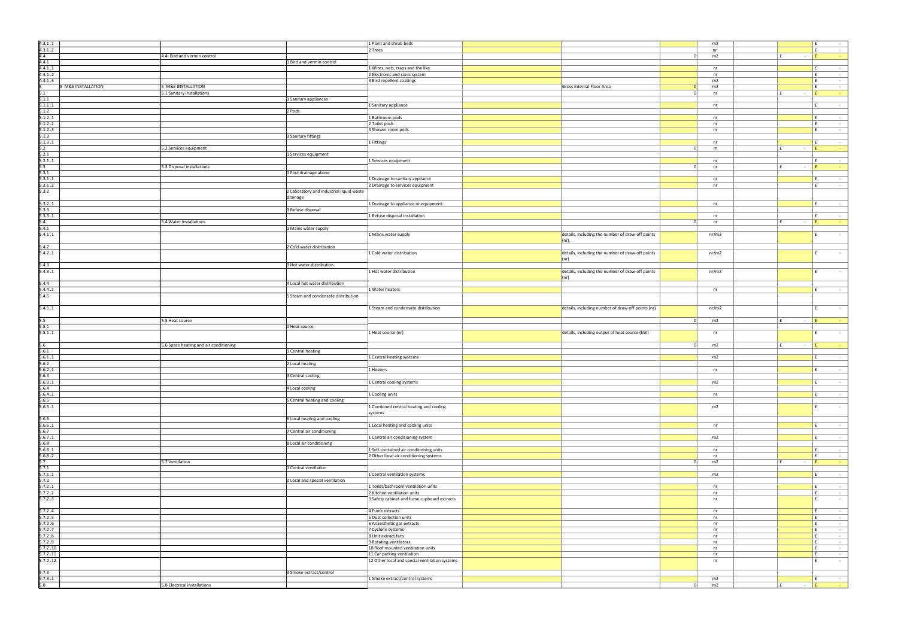| | | | | | | | | | | | |
|---|---|---|---|---|---|---|---|---|---|---|---|
| 4.3.1 .1 | | | | 1 Plant and shrub beds | | | | m2 | | | £ - |
| 4.3.1 .2 | | | | 2 Trees | | | | nr | | | £ - |
| 4.4 | | 4.4: Bird and vermin control | | | | | 0 | m2 | | £ - | £ - |
| 4.4.1 | | | 1 Bird and vermin control | | | | | | | | |
| 4.4.1 .1 | | | | 1 Wires, nets, traps and the like | | | | nr | | | £ - |
| 4.4.1 .2 | | | | 2 Electronic and sonic system | | | | nr | | | £ - |
| 4.4.1 .3 | | | | 3 Bird repellent coatings | | | | m2 | | | £ - |
| 5 | 5 M&E INSTALLATION | 5 M&E INSTALLATION | | | | Gross Internal Floor Area | 0 | m2 | | | £ - |
| 5.1 | | 5.1 Sanitary installations | | | | | 0 | nr | | £ - | £ - |
| 5.1.1 | | | 1 Sanitary appliances | | | | | | | | |
| 5.1.1 .1 | | | | 1 Sanitary appliance | | | | nr | | | £ - |
| 5.1.2 | | | 2 Pods | | | | | | | | |
| 5.1.2 .1 | | | | 1 Bathroom pods | | | | nr | | | £ - |
| 5.1.2 .2 | | | | 2 Toilet pods | | | | nr | | | £ - |
| 5.1.2 .3 | | | | 3 Shower room pods | | | | nr | | | £ - |
| 5.1.3 | | | 3 Sanitary fittings | | | | | | | | |
| 5.1.3 .1 | | | | 1 Fittings | | | | nr | | | £ - |
| 5.2 | | 5.2 Services equipment | | | | | 0 | m | | £ - | £ - |
| 5.2.1 | | | 1 Services equipment | | | | | | | | |
| 5.2.1 .1 | | | | 1 Services equipment | | | | nr | | | £ - |
| 5.3 | | 5.3 Disposal installations | | | | | 0 | nr | | £ - | £ - |
| 5.3.1 | | | 1 Foul drainage above | | | | | | | | |
| 5.3.1 .1 | | | | 1 Drainage to sanitary appliance | | | | nr | | | £ - |
| 5.3.1 .2 | | | | 2 Drainage to services equipment | | | | nr | | | £ - |
| 5.3.2 | | | 2 Laboratory and industrial liquid waste drainage | | | | | | | | |
| 5.3.2 .1 | | | | 1 Drainage to appliance or equipment: | | | | nr | | | £ - |
| 5.3.3 | | | 3 Refuse disposal | | | | | | | | |
| 5.3.3 .1 | | | | 1 Refuse disposal installation | | | | nr | | | £ - |
| 5.4 | | 5.4 Water installations | | | | | 0 | nr | | £ - | £ - |
| 5.4.1 | | | 1 Mains water supply | | | | | | | | |
| 5.4.1 .1 | | | | 1 Mains water supply | | details, including the number of draw-off points (nr), | | nr/m2 | | | £ - |
| 5.4.2 | | | 2 Cold water distribution | | | | | | | | |
| 5.4.2 .1 | | | | 1 Cold water distribution | | details, including the number of draw-off points (nr) | | nr/m2 | | | £ - |
| 5.4.3 | | | 3 Hot water distribution | | | | | | | | |
| 5.4.3 .1 | | | | 1 Hot water distribution | | details, including the number of draw-off points (nr) | | nr/m2 | | | £ - |
| 5.4.4 | | | 4 Local hot water distribution | | | | | | | | |
| 5.4.4 .1 | | | | 1 Water heaters | | | | nr | | | £ - |
| 5.4.5 | | | 5 Steam and condensate distribution | | | | | | | | |
| 5.4.5 .1 | | | | 1 Steam and condensate distribution | | details, including number of draw-off points (nr) | | nr/m2 | | | £ - |
| 5.5 | | 5.5 Heat source | | | | | 0 | m2 | | £ - | £ - |
| 5.5.1 | | | 1 Heat source | | | | | | | | |
| 5.5.1 .1 | | | | 1 Heat source (nr) | | details, including output of heat source (kW) | | nr | | | £ - |
| 5.6 | | 5.6 Space heating and air conditioning | | | | | 0 | m2 | | £ - | £ - |
| 5.6.1 | | | 1 Central heating | | | | | | | | |
| 5.6.1 .1 | | | | 1 Central heating systems | | | | m2 | | | £ - |
| 5.6.2 | | | 2 Local heating | | | | | | | | |
| 5.6.2 .1 | | | | 1 Heaters | | | | nr | | | £ - |
| 5.6.3 | | | 3 Central cooling | | | | | | | | |
| 5.6.3 .1 | | | | 1 Central cooling systems | | | | m2 | | | £ - |
| 5.6.4 | | | 4 Local cooling | | | | | | | | |
| 5.6.4 .1 | | | | 1 Cooling units | | | | nr | | | £ - |
| 5.6.5 | | | 5 Central heating and cooling | | | | | | | | |
| 5.6.5 .1 | | | | 1 Combined central heating and cooling systems | | | | m2 | | | £ - |
| 5.6.6 | | | 6 Local heating and cooling | | | | | | | | |
| 5.6.6 .1 | | | | 1 Local heating and cooling units | | | | nr | | | £ - |
| 5.6.7 | | | 7 Central air conditioning | | | | | | | | |
| 5.6.7 .1 | | | | 1 Central air conditioning system | | | | m2 | | | £ - |
| 5.6.8 | | | 8 Local air conditioning | | | | | | | | |
| 5.6.8 .1 | | | | 1 Self-contained air conditioning units | | | | nr | | | £ - |
| 5.6.8 .2 | | | | 2 Other local air conditioning systems | | | | nr | | | £ - |
| 5.7 | | 5.7 Ventilation | | | | | 0 | m2 | | £ - | £ - |
| 5.7.1 | | | 1 Central ventilation | | | | | | | | |
| 5.7.1 .1 | | | | 1 Central ventilation systems | | | | m2 | | | £ - |
| 5.7.2 | | | 2 Local and special ventilation | | | | | | | | |
| 5.7.2 .1 | | | | 1 Toilet/bathroom ventilation units | | | | nr | | | £ - |
| 5.7.2 .2 | | | | 2 Kitchen ventilation units | | | | nr | | | £ - |
| 5.7.2 .3 | | | | 3 Safety cabinet and fume cupboard extracts | | | | nr | | | £ - |
| 5.7.2 .4 | | | | 4 Fume extracts | | | | nr | | | £ - |
| 5.7.2 .5 | | | | 5 Dust collection units | | | | nr | | | £ - |
| 5.7.2 .6 | | | | 6 Anaesthetic gas extracts | | | | nr | | | £ - |
| 5.7.2 .7 | | | | 7 Cyclone systems | | | | nr | | | £ - |
| 5.7.2 .8 | | | | 8 Unit extract fans | | | | nr | | | £ - |
| 5.7.2 .9 | | | | 9 Rotating ventilators | | | | nr | | | £ - |
| 5.7.2 .10 | | | | 10 Roof mounted ventilation units | | | | nr | | | £ - |
| 5.7.2 .11 | | | | 11 Car parking ventilation | | | | nr | | | £ - |
| 5.7.2 .12 | | | | 12 Other local and special ventilation systems | | | | nr | | | £ - |
| 5.7.3 | | | 3 Smoke extract/control | | | | | | | | |
| 5.7.3 .1 | | | | 1 Smoke extract/control systems | | | | m2 | | | £ - |
| 5.8 | | 5.8 Electrical installations | | | | | 0 | m2 | | £ - | £ - |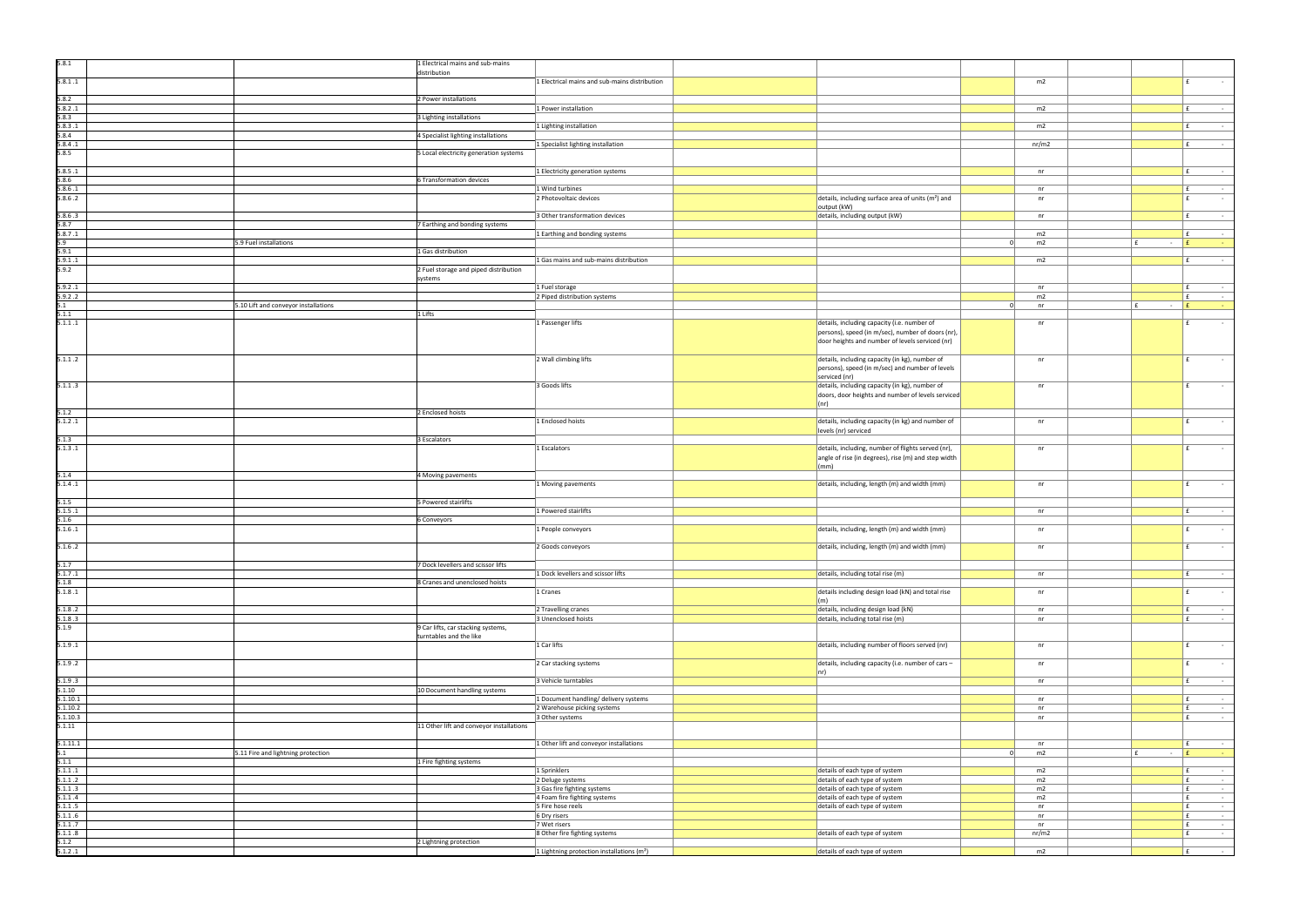| | | | | | | | | | | | | |
|---|---|---|---|---|---|---|---|---|---|---|---|---|
| 5.8.1 | | | 1 Electrical mains and sub-mains distribution | | | | | | | | | |
| 5.8.1 .1 | | | | 1 Electrical mains and sub-mains distribution | | | | | m2 | | | £ - |
| 5.8.2 | | | 2 Power installations | | | | | | | | | |
| 5.8.2 .1 | | | | 1 Power installation | | | | | m2 | | | £ - |
| 5.8.3 | | | 3 Lighting installations | | | | | | | | | |
| 5.8.3 .1 | | | | 1 Lighting installation | | | | | m2 | | | £ - |
| 5.8.4 | | | 4 Specialist lighting installations | | | | | | | | | |
| 5.8.4 .1 | | | | 1 Specialist lighting installation | | | | | nr/m2 | | | £ - |
| 5.8.5 | | | 5 Local electricity generation systems | | | | | | | | | |
| 5.8.5 .1 | | | | 1 Electricity generation systems | | | | | nr | | | £ - |
| 5.8.6 | | | 6 Transformation devices | | | | | | | | | |
| 5.8.6 .1 | | | | 1 Wind turbines | | | | | nr | | | £ - |
| 5.8.6 .2 | | | | 2 Photovoltaic devices | | | details, including surface area of units ($m^2$) and output (kW) | | nr | | | £ - |
| 5.8.6 .3 | | | | 3 Other transformation devices | | | details, including output (kW) | | nr | | | £ - |
| 5.8.7 | | | 7 Earthing and bonding systems | | | | | | | | | |
| 5.8.7 .1 | | | | 1 Earthing and bonding systems | | | | | m2 | | | £ - |
| 5.9 | | 5.9 Fuel installations | | | | | | 0 | m2 | | £ - | £ - |
| 5.9.1 | | | 1 Gas distribution | | | | | | | | | |
| 5.9.1 .1 | | | | 1 Gas mains and sub-mains distribution | | | | | m2 | | | £ - |
| 5.9.2 | | | 2 Fuel storage and piped distribution systems | | | | | | | | | |
| 5.9.2 .1 | | | | 1 Fuel storage | | | | | nr | | | £ - |
| 5.9.2 .2 | | | | 2 Piped distribution systems | | | | | m2 | | | £ - |
| 5.1 | | 5.10 Lift and conveyor installations | | | | | | 0 | nr | | £ - | £ - |
| 5.1.1 | | | 1 Lifts | | | | | | | | | |
| 5.1.1 .1 | | | | 1 Passenger lifts | | | details, including capacity (i.e. number of persons), speed (in m/sec), number of doors (nr), door heights and number of levels serviced (nr) | | nr | | | £ - |
| 5.1.1 .2 | | | | 2 Wall climbing lifts | | | details, including capacity (in kg), number of persons), speed (in m/sec) and number of levels serviced (nr) | | nr | | | £ - |
| 5.1.1 .3 | | | | 3 Goods lifts | | | details, including capacity (in kg), number of doors, door heights and number of levels serviced (nr) | | nr | | | £ - |
| 5.1.2 | | | 2 Enclosed hoists | | | | | | | | | |
| 5.1.2 .1 | | | | 1 Enclosed hoists | | | details, including capacity (in kg) and number of levels (nr) serviced | | nr | | | £ - |
| 5.1.3 | | | 3 Escalators | | | | | | | | | |
| 5.1.3 .1 | | | | 1 Escalators | | | details, including, number of flights served (nr), angle of rise (in degrees), rise (m) and step width (mm) | | nr | | | £ - |
| 5.1.4 | | | 4 Moving pavements | | | | | | | | | |
| 5.1.4 .1 | | | | 1 Moving pavements | | | details, including, length (m) and width (mm) | | nr | | | £ - |
| 5.1.5 | | | 5 Powered stairlifts | | | | | | | | | |
| 5.1.5 .1 | | | | 1 Powered stairlifts | | | | | nr | | | £ - |
| 5.1.6 | | | 6 Conveyors | | | | | | | | | |
| 5.1.6 .1 | | | | 1 People conveyors | | | details, including, length (m) and width (mm) | | nr | | | £ - |
| 5.1.6 .2 | | | | 2 Goods conveyors | | | details, including, length (m) and width (mm) | | nr | | | £ - |
| 5.1.7 | | | 7 Dock levellers and scissor lifts | | | | | | | | | |
| 5.1.7 .1 | | | | 1 Dock levellers and scissor lifts | | | details, including total rise (m) | | nr | | | £ - |
| 5.1.8 | | | 8 Cranes and unenclosed hoists | | | | | | | | | |
| 5.1.8 .1 | | | | 1 Cranes | | | details including design load (kN) and total rise (m) | | nr | | | £ - |
| 5.1.8 .2 | | | | 2 Travelling cranes | | | details, including design load (kN) | | nr | | | £ - |
| 5.1.8 .3 | | | | 3 Unenclosed hoists | | | details, including total rise (m) | | nr | | | £ - |
| 5.1.9 | | | 9 Car lifts, car stacking systems, turntables and the like | | | | | | | | | |
| 5.1.9 .1 | | | | 1 Car lifts | | | details, including number of floors served (nr) | | nr | | | £ - |
| 5.1.9 .2 | | | | 2 Car stacking systems | | | details, including capacity (i.e. number of cars – nr) | | nr | | | £ - |
| 5.1.9 .3 | | | | 3 Vehicle turntables | | | | | nr | | | £ - |
| 5.1.10 | | | 10 Document handling systems | | | | | | | | | |
| 5.1.10.1 | | | | 1 Document handling/ delivery systems | | | | | nr | | | £ - |
| 5.1.10.2 | | | | 2 Warehouse picking systems | | | | | nr | | | £ - |
| 5.1.10.3 | | | | 3 Other systems | | | | | nr | | | £ - |
| 5.1.11 | | | 11 Other lift and conveyor installations | | | | | | | | | |
| 5.1.11.1 | | | | 1 Other lift and conveyor installations | | | | | nr | | | £ - |
| 5.1 | | 5.11 Fire and lightning protection | | | | | | 0 | m2 | | £ - | £ - |
| 5.1.1 | | | 1 Fire fighting systems | | | | | | | | | |
| 5.1.1 .1 | | | | 1 Sprinklers | | | details of each type of system | | m2 | | | £ - |
| 5.1.1 .2 | | | | 2 Deluge systems | | | details of each type of system | | m2 | | | £ - |
| 5.1.1 .3 | | | | 3 Gas fire fighting systems | | | details of each type of system | | m2 | | | £ - |
| 5.1.1 .4 | | | | 4 Foam fire fighting systems | | | details of each type of system | | m2 | | | £ - |
| 5.1.1 .5 | | | | 5 Fire hose reels | | | details of each type of system | | nr | | | £ - |
| 5.1.1 .6 | | | | 6 Dry risers | | | | | nr | | | £ - |
| 5.1.1 .7 | | | | 7 Wet risers | | | | | nr | | | £ - |
| 5.1.1 .8 | | | | 8 Other fire fighting systems | | | details of each type of system | | nr/m2 | | | £ - |
| 5.1.2 | | | 2 Lightning protection | | | | | | | | | |
| 5.1.2 .1 | | | | 1 Lightning protection installations ($m^2$) | | | details of each type of system | | m2 | | | £ - |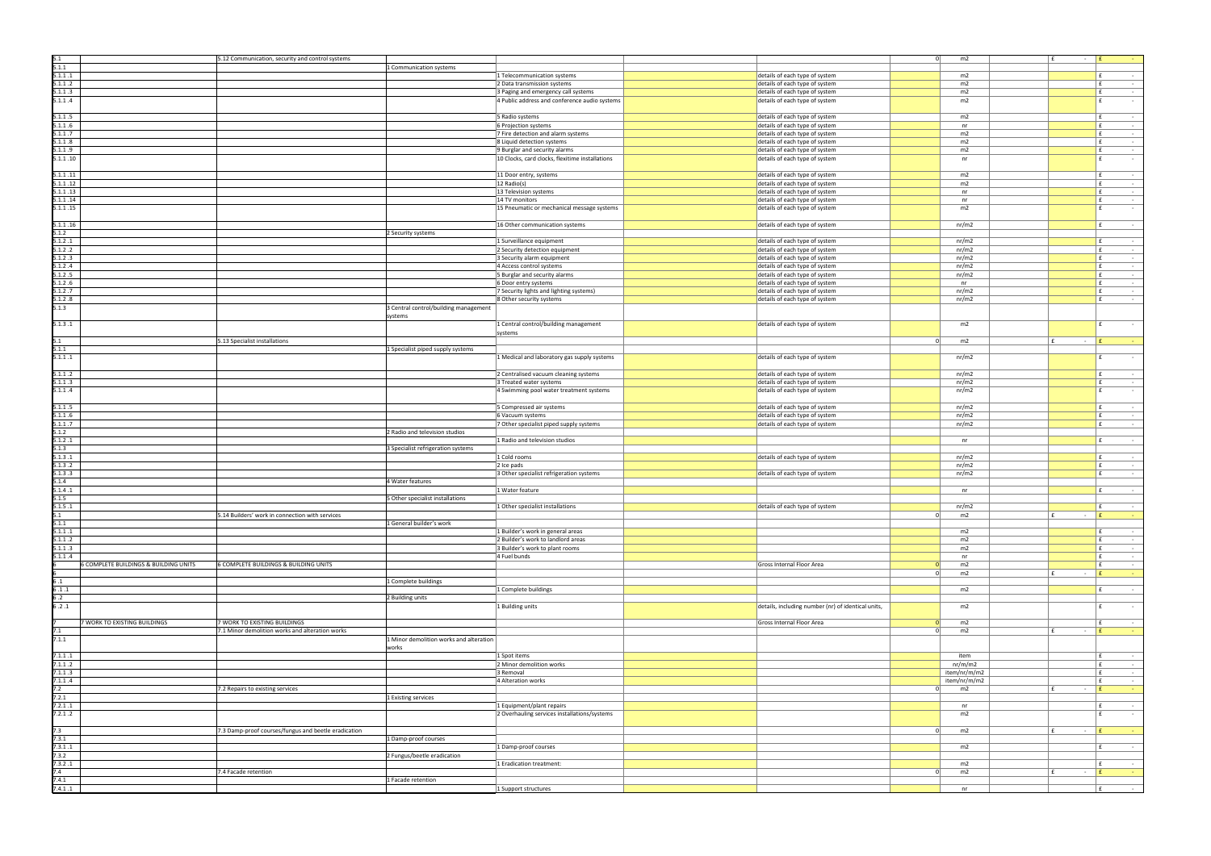| | | | | | | | | | | | |
|---|---|---|---|---|---|---|---|---|---|---|---|
| 5.1 | | 5.12 Communication, security and control systems | | | | | 0 | m2 | | £ - | £ - |
| 5.1.1 | | | 1 Communication systems | | | | | | | | |
| 5.1.1 .1 | | | | 1 Telecommunication systems | | details of each type of system | | m2 | | | £ - |
| 5.1.1 .2 | | | | 2 Data transmission systems | | details of each type of system | | m2 | | | £ - |
| 5.1.1 .3 | | | | 3 Paging and emergency call systems | | details of each type of system | | m2 | | | £ - |
| 5.1.1 .4 | | | | 4 Public address and conference audio systems | | details of each type of system | | m2 | | | £ - |
| 5.1.1 .5 | | | | 5 Radio systems | | details of each type of system | | m2 | | | £ - |
| 5.1.1 .6 | | | | 6 Projection systems | | details of each type of system | | nr | | | £ - |
| 5.1.1 .7 | | | | 7 Fire detection and alarm systems | | details of each type of system | | m2 | | | £ - |
| 5.1.1 .8 | | | | 8 Liquid detection systems | | details of each type of system | | m2 | | | £ - |
| 5.1.1 .9 | | | | 9 Burglar and security alarms | | details of each type of system | | m2 | | | £ - |
| 5.1.1 .10 | | | | 10 Clocks, card clocks, flexitime installations | | details of each type of system | | nr | | | £ - |
| 5.1.1 .11 | | | | 11 Door entry, systems | | details of each type of system | | m2 | | | £ - |
| 5.1.1 .12 | | | | 12 Radio(s) | | details of each type of system | | m2 | | | £ - |
| 5.1.1 .13 | | | | 13 Television systems | | details of each type of system | | nr | | | £ - |
| 5.1.1 .14 | | | | 14 TV monitors | | details of each type of system | | nr | | | £ - |
| 5.1.1 .15 | | | | 15 Pneumatic or mechanical message systems | | details of each type of system | | m2 | | | £ - |
| 5.1.1 .16 | | | | 16 Other communication systems | | details of each type of system | | nr/m2 | | | £ - |
| 5.1.2 | | | 2 Security systems | | | | | | | | |
| 5.1.2 .1 | | | | 1 Surveillance equipment | | details of each type of system | | nr/m2 | | | £ - |
| 5.1.2 .2 | | | | 2 Security detection equipment | | details of each type of system | | nr/m2 | | | £ - |
| 5.1.2 .3 | | | | 3 Security alarm equipment | | details of each type of system | | nr/m2 | | | £ - |
| 5.1.2 .4 | | | | 4 Access control systems | | details of each type of system | | nr/m2 | | | £ - |
| 5.1.2 .5 | | | | 5 Burglar and security alarms | | details of each type of system | | nr/m2 | | | £ - |
| 5.1.2 .6 | | | | 6 Door entry systems | | details of each type of system | | nr | | | £ - |
| 5.1.2 .7 | | | | 7 Security lights and lighting systems) | | details of each type of system | | nr/m2 | | | £ - |
| 5.1.2 .8 | | | | 8 Other security systems | | details of each type of system | | nr/m2 | | | £ - |
| 5.1.3 | | | 3 Central control/building management systems | | | | | | | | |
| 5.1.3 .1 | | | | 1 Central control/building management systems | | details of each type of system | | m2 | | | £ - |
| 5.1 | | 5.13 Specialist installations | | | | | 0 | m2 | | £ - | £ - |
| 5.1.1 | | | 1 Specialist piped supply systems | | | | | | | | |
| 5.1.1 .1 | | | | 1 Medical and laboratory gas supply systems | | details of each type of system | | nr/m2 | | | £ - |
| 5.1.1 .2 | | | | 2 Centralised vacuum cleaning systems | | details of each type of system | | nr/m2 | | | £ - |
| 5.1.1 .3 | | | | 3 Treated water systems | | details of each type of system | | nr/m2 | | | £ - |
| 5.1.1 .4 | | | | 4 Swimming pool water treatment systems | | details of each type of system | | nr/m2 | | | £ - |
| 5.1.1 .5 | | | | 5 Compressed air systems | | details of each type of system | | nr/m2 | | | £ - |
| 5.1.1 .6 | | | | 6 Vacuum systems | | details of each type of system | | nr/m2 | | | £ - |
| 5.1.1 .7 | | | | 7 Other specialist piped supply systems | | details of each type of system | | nr/m2 | | | £ - |
| 5.1.2 | | | 2 Radio and television studios | | | | | | | | |
| 5.1.2 .1 | | | | 1 Radio and television studios | | | | nr | | | £ - |
| 5.1.3 | | | 3 Specialist refrigeration systems | | | | | | | | |
| 5.1.3 .1 | | | | 1 Cold rooms | | details of each type of system | | nr/m2 | | | £ - |
| 5.1.3 .2 | | | | 2 Ice pads | | | | nr/m2 | | | £ - |
| 5.1.3 .3 | | | | 3 Other specialist refrigeration systems | | details of each type of system | | nr/m2 | | | £ - |
| 5.1.4 | | | 4 Water features | | | | | | | | |
| 5.1.4 .1 | | | | 1 Water feature | | | | nr | | | £ - |
| 5.1.5 | | | 5 Other specialist installations | | | | | | | | |
| 5.1.5 .1 | | | | 1 Other specialist installations | | details of each type of system | | nr/m2 | | | £ - |
| 5.1 | | 5.14 Builders' work in connection with services | | | | | 0 | m2 | | £ - | £ - |
| 5.1.1 | | | 1 General builder's work | | | | | | | | |
| 5.1.1 .1 | | | | 1 Builder's work in general areas | | | | m2 | | | £ - |
| 5.1.1 .2 | | | | 2 Builder's work to landlord areas | | | | m2 | | | £ - |
| 5.1.1 .3 | | | | 3 Builder's work to plant rooms | | | | m2 | | | £ - |
| 5.1.1 .4 | | | | 4 Fuel bunds | | | | nr | | | £ - |
| 6 | 6 COMPLETE BUILDINGS & BUILDING UNITS | 6 COMPLETE BUILDINGS & BUILDING UNITS | | | | Gross Internal Floor Area | 0 | m2 | | | £ - |
| 6 | | | | | | | 0 | m2 | | £ - | £ - |
| 6 .1 | | | 1 Complete buildings | | | | | | | | |
| 6 .1 .1 | | | | 1 Complete buildings | | | | m2 | | | £ - |
| 6 .2 | | | 2 Building units | | | | | | | | |
| 6 .2 .1 | | | | 1 Building units | | details, including number (nr) of identical units, | | m2 | | | £ - |
| 7 | 7 WORK TO EXISTING BUILDINGS | 7 WORK TO EXISTING BUILDINGS | | | | Gross Internal Floor Area | 0 | m2 | | | £ - |
| 7.1 | | 7.1 Minor demolition works and alteration works | | | | | 0 | m2 | | £ - | £ - |
| 7.1.1 | | | 1 Minor demolition works and alteration works | | | | | | | | |
| 7.1.1 .1 | | | | 1 Spot items | | | | item | | | £ - |
| 7.1.1 .2 | | | | 2 Minor demolition works | | | | nr/m/m2 | | | £ - |
| 7.1.1 .3 | | | | 3 Removal | | | | item/nr/m/m2 | | | £ - |
| 7.1.1 .4 | | | | 4 Alteration works | | | | item/nr/m/m2 | | | £ - |
| 7.2 | | 7.2 Repairs to existing services | | | | | 0 | m2 | | £ - | £ - |
| 7.2.1 | | | 1 Existing services | | | | | | | | |
| 7.2.1 .1 | | | | 1 Equipment/plant repairs | | | | nr | | | £ - |
| 7.2.1 .2 | | | | 2 Overhauling services installations/systems | | | | m2 | | | £ - |
| 7.3 | | 7.3 Damp-proof courses/fungus and beetle eradication | | | | | 0 | m2 | | £ - | £ - |
| 7.3.1 | | | 1 Damp-proof courses | | | | | | | | |
| 7.3.1 .1 | | | | 1 Damp-proof courses | | | | m2 | | | £ - |
| 7.3.2 | | | 2 Fungus/beetle eradication | | | | | | | | |
| 7.3.2 .1 | | | | 1 Eradication treatment: | | | | m2 | | | £ - |
| 7.4 | | 7.4 Facade retention | | | | | 0 | m2 | | £ - | £ - |
| 7.4.1 | | | 1 Facade retention | | | | | | | | |
| 7.4.1 .1 | | | | 1 Support structures | | | | nr | | | £ - |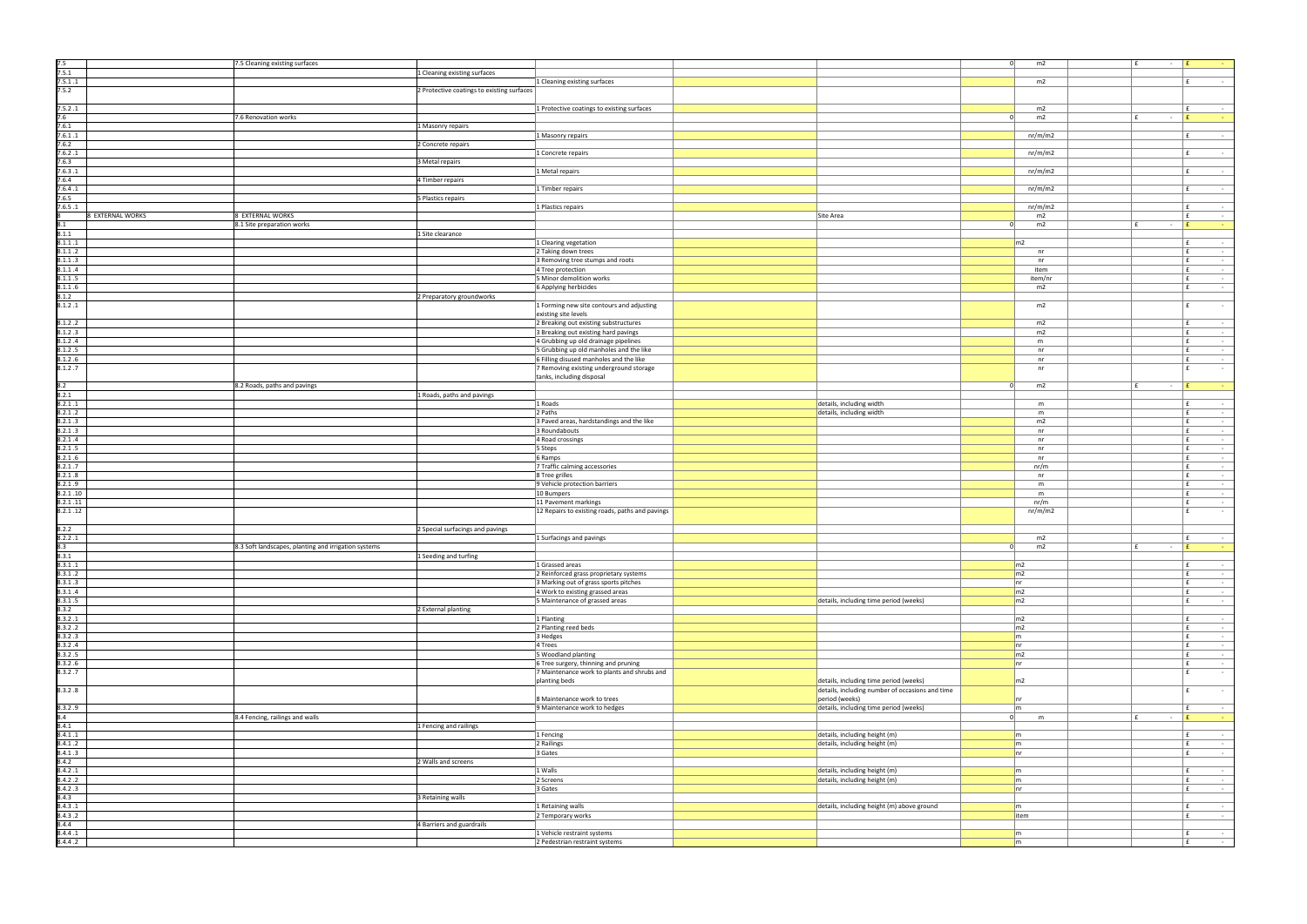| | | | | | | | | | | | |
|---|---|---|---|---|---|---|---|---|---|---|---|
| 7.5 | | 7.5 Cleaning existing surfaces | | | | | 0 | m2 | | £ - | £ - |
| 7.5.1 | | | 1 Cleaning existing surfaces | | | | | | | | |
| 7.5.1 .1 | | | | 1 Cleaning existing surfaces | | | | m2 | | | £ - |
| 7.5.2 | | | 2 Protective coatings to existing surfaces | | | | | | | | |
| 7.5.2 .1 | | | | 1 Protective coatings to existing surfaces | | | | m2 | | | £ - |
| 7.6 | | 7.6 Renovation works | | | | | 0 | m2 | | £ - | £ - |
| 7.6.1 | | | 1 Masonry repairs | | | | | | | | |
| 7.6.1 .1 | | | | 1 Masonry repairs | | | | nr/m/m2 | | | £ - |
| 7.6.2 | | | 2 Concrete repairs | | | | | | | | |
| 7.6.2 .1 | | | | 1 Concrete repairs | | | | nr/m/m2 | | | £ - |
| 7.6.3 | | | 3 Metal repairs | | | | | | | | |
| 7.6.3 .1 | | | | 1 Metal repairs | | | | nr/m/m2 | | | £ - |
| 7.6.4 | | | 4 Timber repairs | | | | | | | | |
| 7.6.4 .1 | | | | 1 Timber repairs | | | | nr/m/m2 | | | £ - |
| 7.6.5 | | | 5 Plastics repairs | | | | | | | | |
| 7.6.5 .1 | | | | 1 Plastics repairs | | | | nr/m/m2 | | | £ - |
| 8 | 8 EXTERNAL WORKS | 8 EXTERNAL WORKS | | | | Site Area | | m2 | | | £ - |
| 8.1 | | 8.1 Site preparation works | | | | | 0 | m2 | | £ - | £ - |
| 8.1.1 | | | 1 Site clearance | | | | | | | | |
| 8.1.1 .1 | | | | 1 Clearing vegetation | | | | m2 | | | £ - |
| 8.1.1 .2 | | | | 2 Taking down trees | | | | nr | | | £ - |
| 8.1.1 .3 | | | | 3 Removing tree stumps and roots | | | | nr | | | £ - |
| 8.1.1 .4 | | | | 4 Tree protection | | | | item | | | £ - |
| 8.1.1 .5 | | | | 5 Minor demolition works | | | | item/nr | | | £ - |
| 8.1.1 .6 | | | | 6 Applying herbicides | | | | m2 | | | £ - |
| 8.1.2 | | | 2 Preparatory groundworks | | | | | | | | |
| 8.1.2 .1 | | | | 1 Forming new site contours and adjusting existing site levels | | | | m2 | | | £ - |
| 8.1.2 .2 | | | | 2 Breaking out existing substructures | | | | m2 | | | £ - |
| 8.1.2 .3 | | | | 3 Breaking out existing hard pavings | | | | m2 | | | £ - |
| 8.1.2 .4 | | | | 4 Grubbing up old drainage pipelines | | | | m | | | £ - |
| 8.1.2 .5 | | | | 5 Grubbing up old manholes and the like | | | | nr | | | £ - |
| 8.1.2 .6 | | | | 6 Filling disused manholes and the like | | | | nr | | | £ - |
| 8.1.2 .7 | | | | 7 Removing existing underground storage tanks, including disposal | | | | nr | | | £ - |
| 8.2 | | 8.2 Roads, paths and pavings | | | | | 0 | m2 | | £ - | £ - |
| 8.2.1 | | | 1 Roads, paths and pavings | | | | | | | | |
| 8.2.1 .1 | | | | 1 Roads | | details, including width | | m | | | £ - |
| 8.2.1 .2 | | | | 2 Paths | | details, including width | | m | | | £ - |
| 8.2.1 .3 | | | | 3 Paved areas, hardstandings and the like | | | | m2 | | | £ - |
| 8.2.1 .3 | | | | 3 Roundabouts | | | | nr | | | £ - |
| 8.2.1 .4 | | | | 4 Road crossings | | | | nr | | | £ - |
| 8.2.1 .5 | | | | 5 Steps | | | | nr | | | £ - |
| 8.2.1 .6 | | | | 6 Ramps | | | | nr | | | £ - |
| 8.2.1 .7 | | | | 7 Traffic calming accessories | | | | nr/m | | | £ - |
| 8.2.1 .8 | | | | 8 Tree grilles | | | | nr | | | £ - |
| 8.2.1 .9 | | | | 9 Vehicle protection barriers | | | | m | | | £ - |
| 8.2.1 .10 | | | | 10 Bumpers | | | | m | | | £ - |
| 8.2.1 .11 | | | | 11 Pavement markings | | | | nr/m | | | £ - |
| 8.2.1 .12 | | | | 12 Repairs to existing roads, paths and pavings | | | | nr/m/m2 | | | £ - |
| 8.2.2 | | | 2 Special surfacings and pavings | | | | | | | | |
| 8.2.2 .1 | | | | 1 Surfacings and pavings | | | | m2 | | | £ - |
| 8.3 | | 8.3 Soft landscapes, planting and irrigation systems | | | | | 0 | m2 | | £ - | £ - |
| 8.3.1 | | | 1 Seeding and turfing | | | | | | | | |
| 8.3.1 .1 | | | | 1 Grassed areas | | | | m2 | | | £ - |
| 8.3.1 .2 | | | | 2 Reinforced grass proprietary systems | | | | m2 | | | £ - |
| 8.3.1 .3 | | | | 3 Marking out of grass sports pitches | | | | nr | | | £ - |
| 8.3.1 .4 | | | | 4 Work to existing grassed areas | | | | m2 | | | £ - |
| 8.3.1 .5 | | | | 5 Maintenance of grassed areas | | details, including time period (weeks) | | m2 | | | £ - |
| 8.3.2 | | | 2 External planting | | | | | | | | |
| 8.3.2 .1 | | | | 1 Planting | | | | m2 | | | £ - |
| 8.3.2 .2 | | | | 2 Planting reed beds | | | | m2 | | | £ - |
| 8.3.2 .3 | | | | 3 Hedges | | | | m | | | £ - |
| 8.3.2 .4 | | | | 4 Trees | | | | nr | | | £ - |
| 8.3.2 .5 | | | | 5 Woodland planting | | | | m2 | | | £ - |
| 8.3.2 .6 | | | | 6 Tree surgery, thinning and pruning | | | | nr | | | £ - |
| 8.3.2 .7 | | | | 7 Maintenance work to plants and shrubs and planting beds | | details, including time period (weeks) | | m2 | | | £ - |
| 8.3.2 .8 | | | | 8 Maintenance work to trees | | details, including number of occasions and time period (weeks) | | nr | | | £ - |
| 8.3.2 .9 | | | | 9 Maintenance work to hedges | | details, including time period (weeks) | | m | | | £ - |
| 8.4 | | 8.4 Fencing, railings and walls | | | | | 0 | m | | £ - | £ - |
| 8.4.1 | | | 1 Fencing and railings | | | | | | | | |
| 8.4.1 .1 | | | | 1 Fencing | | details, including height (m) | | m | | | £ - |
| 8.4.1 .2 | | | | 2 Railings | | details, including height (m) | | m | | | £ - |
| 8.4.1 .3 | | | | 3 Gates | | | | nr | | | £ - |
| 8.4.2 | | | 2 Walls and screens | | | | | | | | |
| 8.4.2 .1 | | | | 1 Walls | | details, including height (m) | | m | | | £ - |
| 8.4.2 .2 | | | | 2 Screens | | details, including height (m) | | m | | | £ - |
| 8.4.2 .3 | | | | 3 Gates | | | | nr | | | £ - |
| 8.4.3 | | | 3 Retaining walls | | | | | | | | |
| 8.4.3 .1 | | | | 1 Retaining walls | | details, including height (m) above ground | | m | | | £ - |
| 8.4.3 .2 | | | | 2 Temporary works | | | | item | | | £ - |
| 8.4.4 | | | 4 Barriers and guardrails | | | | | | | | |
| 8.4.4 .1 | | | | 1 Vehicle restraint systems | | | | m | | | £ - |
| 8.4.4 .2 | | | | 2 Pedestrian restraint systems | | | | m | | | £ - |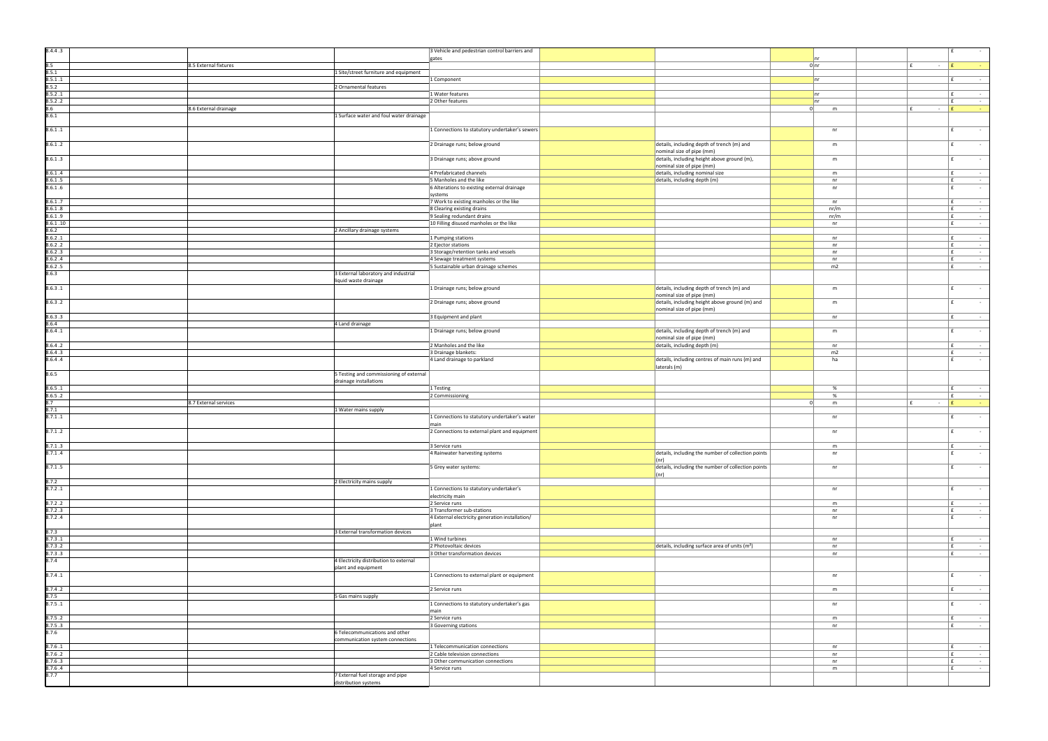| | | | | | | | | | | | | |
|---|---|---|---|---|---|---|---|---|---|---|---|---|
| 8.4.4 .3 | | | | 3 Vehicle and pedestrian control barriers and gates | | | | nr | | | | £ - |
| 8.5 | | 8.5 External fixtures | | | | | | 0 nr | | | £ - | £ - |
| 8.5.1 | | | 1 Site/street furniture and equipment | | | | | | | | | |
| 8.5.1 .1 | | | | 1 Component | | | | nr | | | | £ - |
| 8.5.2 | | | 2 Ornamental features | | | | | | | | | |
| 8.5.2 .1 | | | | 1 Water features | | | | nr | | | | £ - |
| 8.5.2 .2 | | | | 2 Other features | | | | nr | | | | £ - |
| 8.6 | | 8.6 External drainage | | | | | | 0 m | | | £ - | £ - |
| 8.6.1 | | | 1 Surface water and foul water drainage | | | | | | | | | |
| 8.6.1 .1 | | | | 1 Connections to statutory undertaker's sewers | | | | nr | | | | £ - |
| 8.6.1 .2 | | | | 2 Drainage runs; below ground | | details, including depth of trench (m) and nominal size of pipe (mm) | | m | | | | £ - |
| 8.6.1 .3 | | | | 3 Drainage runs; above ground | | details, including height above ground (m), nominal size of pipe (mm) | | m | | | | £ - |
| 8.6.1 .4 | | | | 4 Prefabricated channels | | details, including nominal size | | m | | | | £ - |
| 8.6.1 .5 | | | | 5 Manholes and the like | | details, including depth (m) | | nr | | | | £ - |
| 8.6.1 .6 | | | | 6 Alterations to existing external drainage systems | | | | nr | | | | £ - |
| 8.6.1 .7 | | | | 7 Work to existing manholes or the like | | | | nr | | | | £ - |
| 8.6.1 .8 | | | | 8 Clearing existing drains | | | | nr/m | | | | £ - |
| 8.6.1 .9 | | | | 9 Sealing redundant drains | | | | nr/m | | | | £ - |
| 8.6.1 .10 | | | | 10 Filling disused manholes or the like | | | | nr | | | | £ - |
| 8.6.2 | | | 2 Ancillary drainage systems | | | | | | | | | |
| 8.6.2 .1 | | | | 1 Pumping stations | | | | nr | | | | £ - |
| 8.6.2 .2 | | | | 2 Ejector stations | | | | nr | | | | £ - |
| 8.6.2 .3 | | | | 3 Storage/retention tanks and vessels | | | | nr | | | | £ - |
| 8.6.2 .4 | | | | 4 Sewage treatment systems | | | | nr | | | | £ - |
| 8.6.2 .5 | | | | 5 Sustainable urban drainage schemes | | | | m2 | | | | £ - |
| 8.6.3 | | | 3 External laboratory and industrial liquid waste drainage | | | | | | | | | |
| 8.6.3 .1 | | | | 1 Drainage runs; below ground | | details, including depth of trench (m) and nominal size of pipe (mm) | | m | | | | £ - |
| 8.6.3 .2 | | | | 2 Drainage runs; above ground | | details, including height above ground (m) and nominal size of pipe (mm) | | m | | | | £ - |
| 8.6.3 .3 | | | | 3 Equipment and plant | | | | nr | | | | £ - |
| 8.6.4 | | | 4 Land drainage | | | | | | | | | |
| 8.6.4 .1 | | | | 1 Drainage runs; below ground | | details, including depth of trench (m) and nominal size of pipe (mm) | | m | | | | £ - |
| 8.6.4 .2 | | | | 2 Manholes and the like | | details, including depth (m) | | nr | | | | £ - |
| 8.6.4 .3 | | | | 3 Drainage blankets: | | | | m2 | | | | £ - |
| 8.6.4 .4 | | | | 4 Land drainage to parkland | | details, including centres of main runs (m) and laterals (m) | | ha | | | | £ - |
| 8.6.5 | | | 5 Testing and commissioning of external drainage installations | | | | | | | | | |
| 8.6.5 .1 | | | | 1 Testing | | | | % | | | | £ - |
| 8.6.5 .2 | | | | 2 Commissioning | | | | % | | | | £ - |
| 8.7 | | 8.7 External services | | | | | | 0 m | | | £ - | £ - |
| 8.7.1 | | | 1 Water mains supply | | | | | | | | | |
| 8.7.1 .1 | | | | 1 Connections to statutory undertaker's water main | | | | nr | | | | £ - |
| 8.7.1 .2 | | | | 2 Connections to external plant and equipment | | | | nr | | | | £ - |
| 8.7.1 .3 | | | | 3 Service runs | | | | m | | | | £ - |
| 8.7.1 .4 | | | | 4 Rainwater harvesting systems | | details, including the number of collection points (nr) | | nr | | | | £ - |
| 8.7.1 .5 | | | | 5 Grey water systems: | | details, including the number of collection points (nr) | | nr | | | | £ - |
| 8.7.2 | | | 2 Electricity mains supply | | | | | | | | | |
| 8.7.2 .1 | | | | 1 Connections to statutory undertaker's electricity main | | | | nr | | | | £ - |
| 8.7.2 .2 | | | | 2 Service runs | | | | m | | | | £ - |
| 8.7.2 .3 | | | | 3 Transformer sub-stations | | | | nr | | | | £ - |
| 8.7.2 .4 | | | | 4 External electricity generation installation/ plant | | | | nr | | | | £ - |
| 8.7.3 | | | 3 External transformation devices | | | | | | | | | |
| 8.7.3 .1 | | | | 1 Wind turbines | | | | nr | | | | £ - |
| 8.7.3 .2 | | | | 2 Photovoltaic devices | | details, including surface area of units (m²) | | nr | | | | £ - |
| 8.7.3 .3 | | | | 3 Other transformation devices | | | | nr | | | | £ - |
| 8.7.4 | | | 4 Electricity distribution to external plant and equipment | | | | | | | | | |
| 8.7.4 .1 | | | | 1 Connections to external plant or equipment | | | | nr | | | | £ - |
| 8.7.4 .2 | | | | 2 Service runs | | | | m | | | | £ - |
| 8.7.5 | | | 5 Gas mains supply | | | | | | | | | |
| 8.7.5 .1 | | | | 1 Connections to statutory undertaker's gas main | | | | nr | | | | £ - |
| 8.7.5 .2 | | | | 2 Service runs | | | | m | | | | £ - |
| 8.7.5 .3 | | | | 3 Governing stations | | | | nr | | | | £ - |
| 8.7.6 | | | 6 Telecommunications and other communication system connections | | | | | | | | | |
| 8.7.6 .1 | | | | 1 Telecommunication connections | | | | nr | | | | £ - |
| 8.7.6 .2 | | | | 2 Cable television connections | | | | nr | | | | £ - |
| 8.7.6 .3 | | | | 3 Other communication connections | | | | nr | | | | £ - |
| 8.7.6 .4 | | | | 4 Service runs | | | | m | | | | £ - |
| 8.7.7 | | | 7 External fuel storage and pipe distribution systems | | | | | | | | | |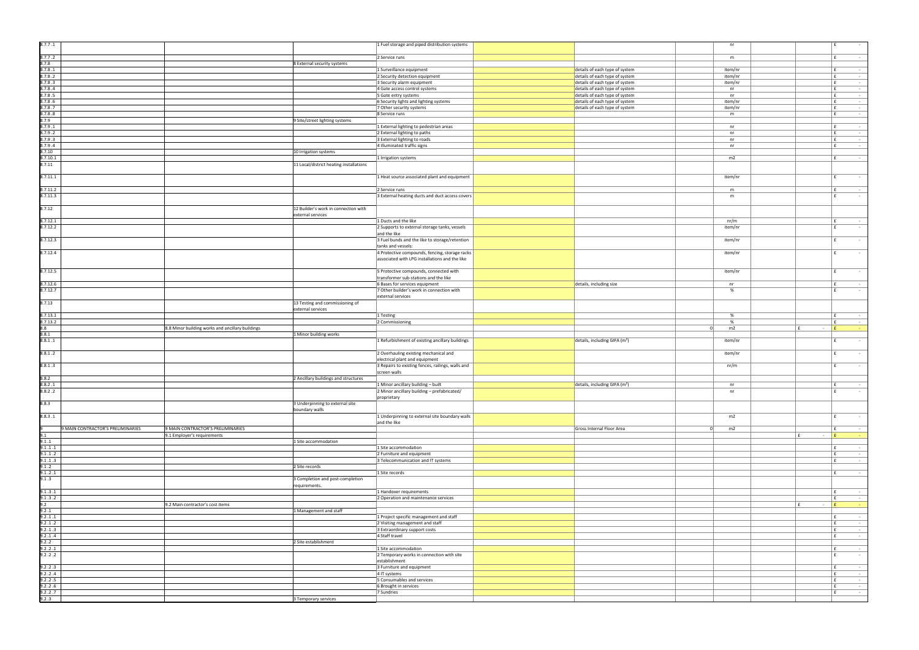| | | | | | | | | | | | |
|---|---|---|---|---|---|---|---|---|---|---|---|
| 8.7.7 .1 | | | | 1 Fuel storage and piped distribution systems | | | | nr | | | £ - |
| 8.7.7 .2 | | | | 2 Service runs | | | | m | | | £ - |
| 8.7.8 | | | 8 External security systems | | | | | | | | |
| 8.7.8 .1 | | | | 1 Surveillance equipment | | details of each type of system | | item/nr | | | £ - |
| 8.7.8 .2 | | | | 2 Security detection equipment | | details of each type of system | | item/nr | | | £ - |
| 8.7.8 .3 | | | | 3 Security alarm equipment | | details of each type of system | | item/nr | | | £ - |
| 8.7.8 .4 | | | | 4 Gate access control systems | | details of each type of system | | nr | | | £ - |
| 8.7.8 .5 | | | | 5 Gate entry systems | | details of each type of system | | nr | | | £ - |
| 8.7.8 .6 | | | | 6 Security lights and lighting systems | | details of each type of system | | item/nr | | | £ - |
| 8.7.8 .7 | | | | 7 Other security systems | | details of each type of system | | item/nr | | | £ - |
| 8.7.8 .8 | | | | 8 Service runs | | | | m | | | £ - |
| 8.7.9 | | | 9 Site/street lighting systems | | | | | | | | |
| 8.7.9 .1 | | | | 1 External lighting to pedestrian areas | | | | nr | | | £ - |
| 8.7.9 .2 | | | | 2 External lighting to paths | | | | nr | | | £ - |
| 8.7.9 .3 | | | | 3 External lighting to roads | | | | nr | | | £ - |
| 8.7.9 .4 | | | | 4 Illuminated traffic signs | | | | nr | | | £ - |
| 8.7.10 | | | 10 Irrigation systems | | | | | | | | |
| 8.7.10.1 | | | | 1 Irrigation systems | | | | m2 | | | £ - |
| 8.7.11 | | | 11 Local/district heating installations | | | | | | | | |
| 8.7.11.1 | | | | 1 Heat source associated plant and equipment | | | | item/nr | | | £ - |
| 8.7.11.2 | | | | 2 Service runs | | | | m | | | £ - |
| 8.7.11.3 | | | | 3 External heating ducts and duct access covers | | | | m | | | £ - |
| 8.7.12 | | | 12 Builder's work in connection with external services | | | | | | | | |
| 8.7.12.1 | | | | 1 Ducts and the like | | | | nr/m | | | £ - |
| 8.7.12.2 | | | | 2 Supports to external storage tanks, vessels and the like | | | | item/nr | | | £ - |
| 8.7.12.3 | | | | 3 Fuel bunds and the like to storage/retention tanks and vessels: | | | | item/nr | | | £ - |
| 8.7.12.4 | | | | 4 Protective compounds, fencing, storage racks associated with LPG installations and the like | | | | item/nr | | | £ - |
| 8.7.12.5 | | | | 5 Protective compounds, connected with transformer sub-stations and the like | | | | item/nr | | | £ - |
| 8.7.12.6 | | | | 6 Bases for services equipment | | details, including size | | nr | | | £ - |
| 8.7.12.7 | | | | 7 Other builder's work in connection with external services | | | | % | | | £ - |
| 8.7.13 | | | 13 Testing and commissioning of external services | | | | | | | | |
| 8.7.13.1 | | | | 1 Testing | | | | % | | | £ - |
| 8.7.13.2 | | | | 2 Commissioning | | | | % | | | £ - |
| 8.8 | | 8.8 Minor building works and ancillary buildings | | | | | 0 | m2 | | £ - | £ - |
| 8.8.1 | | | 1 Minor building works | | | | | | | | |
| 8.8.1 .1 | | | | 1 Refurbishment of existing ancillary buildings | | details, including GIFA (m²) | | item/nr | | | £ - |
| 8.8.1 .2 | | | | 2 Overhauling existing mechanical and electrical plant and equipment | | | | item/nr | | | £ - |
| 8.8.1 .3 | | | | 3 Repairs to existing fences, railings, walls and screen walls | | | | nr/m | | | £ - |
| 8.8.2 | | | 2 Ancillary buildings and structures | | | | | | | | |
| 8.8.2 .1 | | | | 1 Minor ancillary building – built | | details, including GIFA (m²) | | nr | | | £ - |
| 8.8.2 .2 | | | | 2 Minor ancillary building – prefabricated/ proprietary | | | | nr | | | £ - |
| 8.8.3 | | | 3 Underpinning to external site boundary walls | | | | | | | | |
| 8.8.3 .1 | | | | 1 Underpinning to external site boundary walls and the like | | | | m2 | | | £ - |
| 9 | 9 MAIN CONTRACTOR'S PRELIMINARIES | 9 MAIN CONTRACTOR'S PRELIMINARIES | | | | Gross Internal Floor Area | 0 | m2 | | | £ - |
| 9.1 | | 9.1 Employer's requirements | | | | | | | | £ - | £ - |
| 9.1 .1 | | | 1 Site accommodation | | | | | | | | |
| 9.1 .1 .1 | | | | 1 Site accommodation | | | | | | | £ - |
| 9.1 .1 .2 | | | | 2 Furniture and equipment | | | | | | | £ - |
| 9.1 .1 .3 | | | | 3 Telecommunication and IT systems | | | | | | | £ - |
| 9.1 .2 | | | 2 Site records | | | | | | | | |
| 9.1 .2 .1 | | | | 1 Site records | | | | | | | £ - |
| 9.1 .3 | | | 3 Completion and post-completion requirements. | | | | | | | | |
| 9.1 .3 .1 | | | | 1 Handover requirements | | | | | | | £ - |
| 9.1 .3 .2 | | | | 2 Operation and maintenance services | | | | | | | £ - |
| 9.2 | | 9.2 Main contractor's cost items | | | | | | | | £ - | £ - |
| 9.2 .1 | | | 1 Management and staff | | | | | | | | |
| 9.2 .1 .1 | | | | 1 Project specific management and staff | | | | | | | £ - |
| 9.2 .1 .2 | | | | 2 Visiting management and staff | | | | | | | £ - |
| 9.2 .1 .3 | | | | 3 Extraordinary support costs | | | | | | | £ - |
| 9.2 .1 .4 | | | | 4 Staff travel | | | | | | | £ - |
| 9.2 .2 | | | 2 Site establishment | | | | | | | | |
| 9.2 .2 .1 | | | | 1 Site accommodation | | | | | | | £ - |
| 9.2 .2 .2 | | | | 2 Temporary works in connection with site establishment | | | | | | | £ - |
| 9.2 .2 .3 | | | | 3 Furniture and equipment | | | | | | | £ - |
| 9.2 .2 .4 | | | | 4 IT systems | | | | | | | £ - |
| 9.2 .2 .5 | | | | 5 Consumables and services | | | | | | | £ - |
| 9.2 .2 .6 | | | | 6 Brought in services | | | | | | | £ - |
| 9.2 .2 .7 | | | | 7 Sundries | | | | | | | £ - |
| 9.2 .3 | | | 3 Temporary services | | | | | | | | |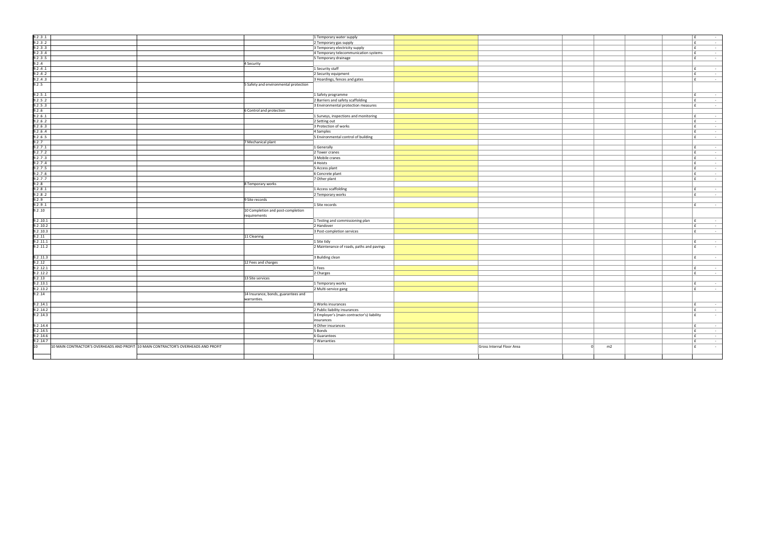| | | | | | | | | | | | | |
|---|---|---|---|---|---|---|---|---|---|---|---|---|
| 9.2 .3 .1 | | | | 1 Temporary water supply | | | | | | | | £ - |
| 9.2 .3 .2 | | | | 2 Temporary gas supply | | | | | | | | £ - |
| 9.2 .3 .3 | | | | 3 Temporary electricity supply | | | | | | | | £ - |
| 9.2 .3 .4 | | | | 4 Temporary telecommunication systems | | | | | | | | £ - |
| 9.2 .3 .5 | | | | 5 Temporary drainage | | | | | | | | £ - |
| 9.2 .4 | | | 4 Security | | | | | | | | | |
| 9.2 .4 .1 | | | | 1 Security staff | | | | | | | | £ - |
| 9.2 .4 .2 | | | | 2 Security equipment | | | | | | | | £ - |
| 9.2 .4 .3 | | | | 3 Hoardings, fences and gates | | | | | | | | £ - |
| 9.2 .5 | | | 5 Safety and environmental protection | | | | | | | | | |
| 9.2 .5 .1 | | | | 1 Safety programme | | | | | | | | £ - |
| 9.2 .5 .2 | | | | 2 Barriers and safety scaffolding | | | | | | | | £ - |
| 9.2 .5 .3 | | | | 3 Environmental protection measures | | | | | | | | £ - |
| 9.2 .6 | | | 6 Control and protection | | | | | | | | | |
| 9.2 .6 .1 | | | | 1 Surveys, inspections and monitoring | | | | | | | | £ - |
| 9.2 .6 .2 | | | | 2 Setting out | | | | | | | | £ - |
| 9.2 .6 .3 | | | | 3 Protection of works | | | | | | | | £ - |
| 9.2 .6 .4 | | | | 4 Samples | | | | | | | | £ - |
| 9.2 .6 .5 | | | | 5 Environmental control of building | | | | | | | | £ - |
| 9.2 .7 | | | 7 Mechanical plant | | | | | | | | | |
| 9.2 .7 .1 | | | | 1 Generally | | | | | | | | £ - |
| 9.2 .7 .2 | | | | 2 Tower cranes | | | | | | | | £ - |
| 9.2 .7 .3 | | | | 3 Mobile cranes | | | | | | | | £ - |
| 9.2 .7 .4 | | | | 4 Hoists | | | | | | | | £ - |
| 9.2 .7 .5 | | | | 5 Access plant | | | | | | | | £ - |
| 9.2 .7 .6 | | | | 6 Concrete plant | | | | | | | | £ - |
| 9.2 .7 .7 | | | | 7 Other plant | | | | | | | | £ - |
| 9.2 .8 | | | 8 Temporary works | | | | | | | | | |
| 9.2 .8 .1 | | | | 1 Access scaffolding | | | | | | | | £ - |
| 9.2 .8 .2 | | | | 2 Temporary works | | | | | | | | £ - |
| 9.2 .9 | | | 9 Site records | | | | | | | | | |
| 9.2 .9 .1 | | | | 1 Site records | | | | | | | | £ - |
| 9.2 .10 | | | 10 Completion and post-completion requirements | | | | | | | | | |
| 9.2 .10.1 | | | | 1 Testing and commissioning plan | | | | | | | | £ - |
| 9.2 .10.2 | | | | 2 Handover | | | | | | | | £ - |
| 9.2 .10.3 | | | | 3 Post-completion services | | | | | | | | £ - |
| 9.2 .11 | | | 11 Cleaning | | | | | | | | | |
| 9.2 .11.1 | | | | 1 Site tidy | | | | | | | | £ - |
| 9.2 .11.2 | | | | 2 Maintenance of roads, paths and pavings | | | | | | | | £ - |
| 9.2 .11.3 | | | | 3 Building clean | | | | | | | | £ - |
| 9.2 .12 | | | 12 Fees and charges | | | | | | | | | |
| 9.2 .12.1 | | | | 1 Fees | | | | | | | | £ - |
| 9.2 .12.2 | | | | 2 Charges | | | | | | | | £ - |
| 9.2 .13 | | | 13 Site services | | | | | | | | | |
| 9.2 .13.1 | | | | 1 Temporary works | | | | | | | | £ - |
| 9.2 .13.2 | | | | 2 Multi-service gang | | | | | | | | £ - |
| 9.2 .14 | | | 14 Insurance, bonds, guarantees and warranties. | | | | | | | | | |
| 9.2 .14.1 | | | | 1 Works insurances | | | | | | | | £ - |
| 9.2 .14.2 | | | | 2 Public liability insurances | | | | | | | | £ - |
| 9.2 .14.3 | | | | 3 Employer's (main contractor's) liability insurances | | | | | | | | £ - |
| 9.2 .14.4 | | | | 4 Other insurances | | | | | | | | £ - |
| 9.2 .14.5 | | | | 5 Bonds | | | | | | | | £ - |
| 9.2 .14.6 | | | | 6 Guarantees | | | | | | | | £ - |
| 9.2 .14.7 | | | | 7 Warranties | | | | | | | | £ - |
| 10 | 10 MAIN CONTRACTOR'S OVERHEADS AND PROFIT | 10 MAIN CONTRACTOR'S OVERHEADS AND PROFIT | | | | Gross Internal Floor Area | 0 | m2 | | | | £ - |